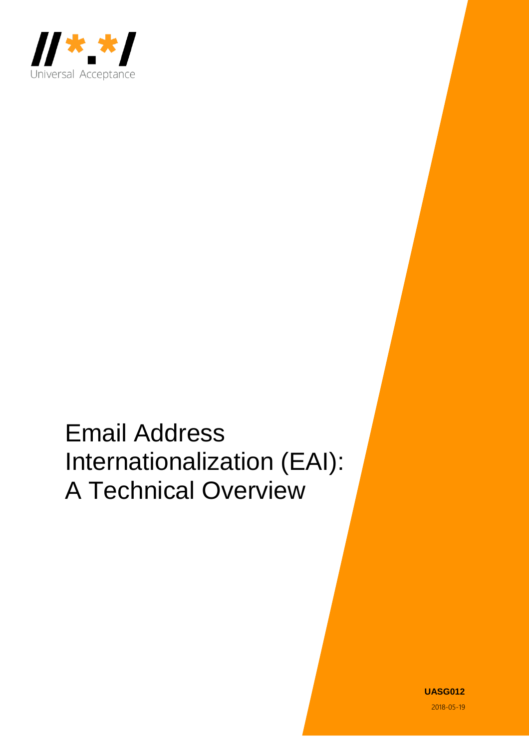//*.*/ Universal Acceptance

# Email Address Internationalization (EAI): A Technical Overview

**UASG012**

2018-05-19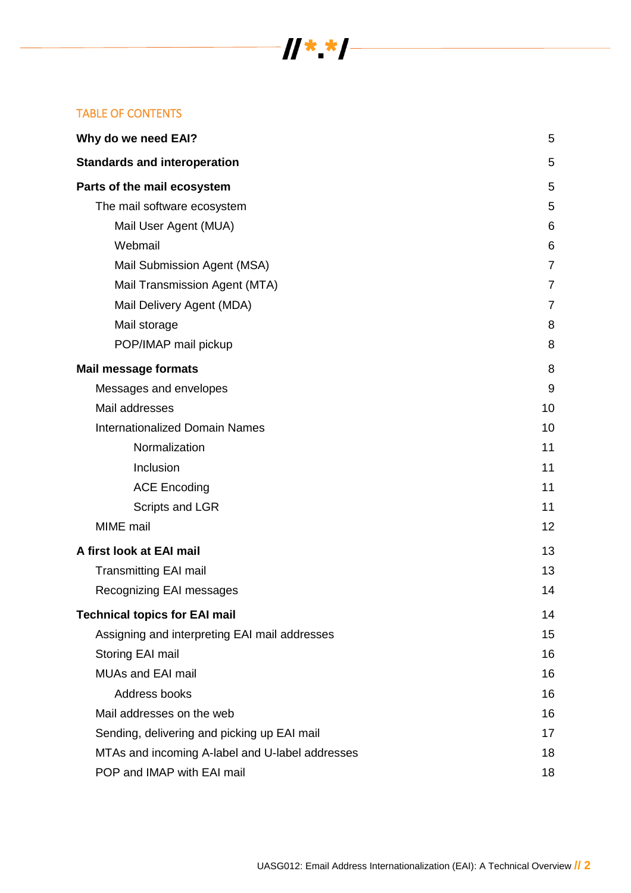TABLE OF CONTENTS

| | |
|---|---|
| **Why do we need EAI?** | 5 |
| **Standards and interoperation** | 5 |
| **Parts of the mail ecosystem** | 5 |
| The mail software ecosystem | 5 |
| Mail User Agent (MUA) | 6 |
| Webmail | 6 |
| Mail Submission Agent (MSA) | 7 |
| Mail Transmission Agent (MTA) | 7 |
| Mail Delivery Agent (MDA) | 7 |
| Mail storage | 8 |
| POP/IMAP mail pickup | 8 |
| **Mail message formats** | 8 |
| Messages and envelopes | 9 |
| Mail addresses | 10 |
| Internationalized Domain Names | 10 |
| Normalization | 11 |
| Inclusion | 11 |
| ACE Encoding | 11 |
| Scripts and LGR | 11 |
| MIME mail | 12 |
| **A first look at EAI mail** | 13 |
| Transmitting EAI mail | 13 |
| Recognizing EAI messages | 14 |
| **Technical topics for EAI mail** | 14 |
| Assigning and interpreting EAI mail addresses | 15 |
| Storing EAI mail | 16 |
| MUAs and EAI mail | 16 |
| Address books | 16 |
| Mail addresses on the web | 16 |
| Sending, delivering and picking up EAI mail | 17 |
| MTAs and incoming A-label and U-label addresses | 18 |
| POP and IMAP with EAI mail | 18 |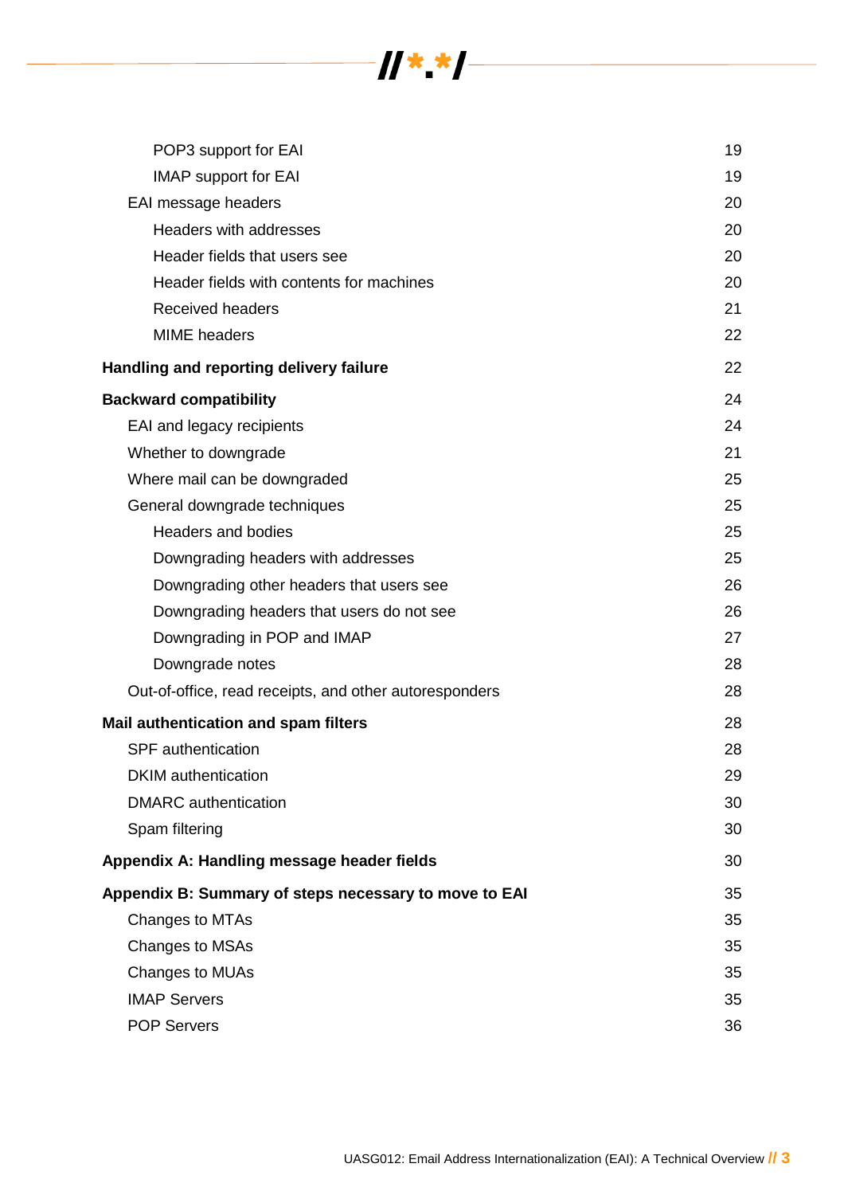- POP3 support for EAI 19
- IMAP support for EAI 19
- EAI message headers 20
  - Headers with addresses 20
  - Header fields that users see 20
  - Header fields with contents for machines 20
  - Received headers 21
  - MIME headers 22

**Handling and reporting delivery failure** 22

**Backward compatibility** 24

- EAI and legacy recipients 24
- Whether to downgrade 21
- Where mail can be downgraded 25
- General downgrade techniques 25
  - Headers and bodies 25
  - Downgrading headers with addresses 25
  - Downgrading other headers that users see 26
  - Downgrading headers that users do not see 26
  - Downgrading in POP and IMAP 27
  - Downgrade notes 28
- Out-of-office, read receipts, and other autoresponders 28

**Mail authentication and spam filters** 28

- SPF authentication 28
- DKIM authentication 29
- DMARC authentication 30
- Spam filtering 30

**Appendix A: Handling message header fields** 30

**Appendix B: Summary of steps necessary to move to EAI** 35

- Changes to MTAs 35
- Changes to MSAs 35
- Changes to MUAs 35
- IMAP Servers 35
- POP Servers 36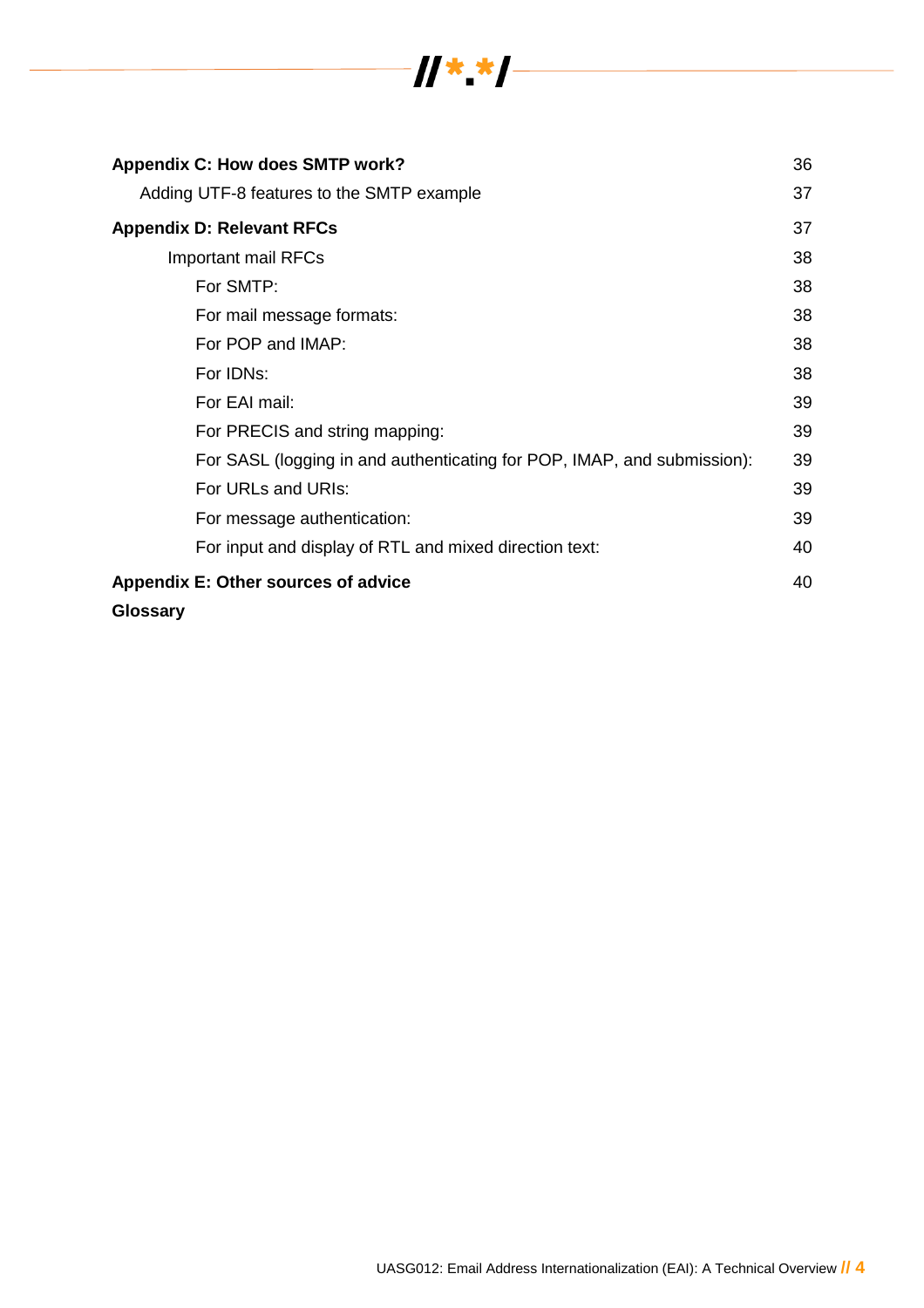| | |
|---|---|
| **Appendix C: How does SMTP work?** | 36 |
| Adding UTF-8 features to the SMTP example | 37 |
| **Appendix D: Relevant RFCs** | 37 |
| Important mail RFCs | 38 |
| For SMTP: | 38 |
| For mail message formats: | 38 |
| For POP and IMAP: | 38 |
| For IDNs: | 38 |
| For EAI mail: | 39 |
| For PRECIS and string mapping: | 39 |
| For SASL (logging in and authenticating for POP, IMAP, and submission): | 39 |
| For URLs and URIs: | 39 |
| For message authentication: | 39 |
| For input and display of RTL and mixed direction text: | 40 |
| **Appendix E: Other sources of advice** | 40 |
| **Glossary** | |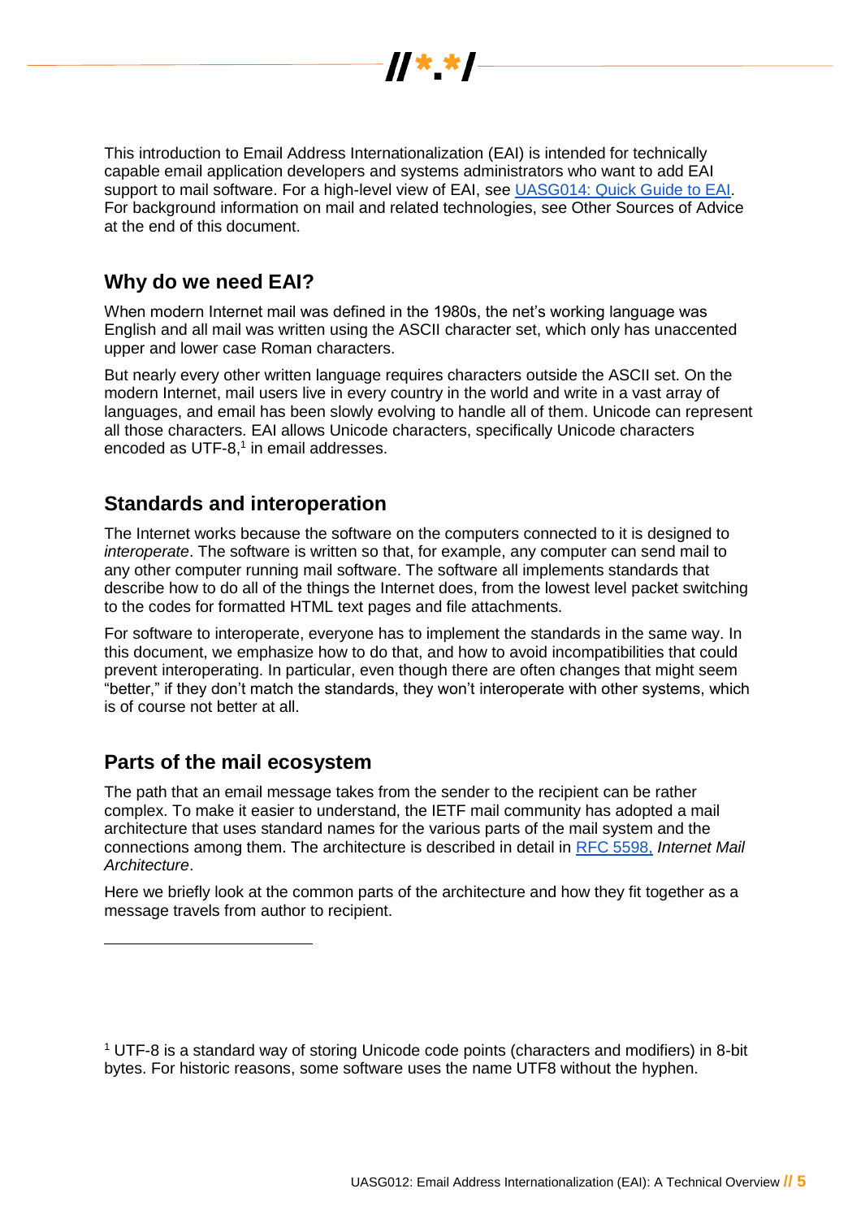This introduction to Email Address Internationalization (EAI) is intended for technically capable email application developers and systems administrators who want to add EAI support to mail software. For a high-level view of EAI, see [UASG014: Quick Guide to EAI](). For background information on mail and related technologies, see Other Sources of Advice at the end of this document.

## Why do we need EAI?

When modern Internet mail was defined in the 1980s, the net's working language was English and all mail was written using the ASCII character set, which only has unaccented upper and lower case Roman characters.

But nearly every other written language requires characters outside the ASCII set. On the modern Internet, mail users live in every country in the world and write in a vast array of languages, and email has been slowly evolving to handle all of them. Unicode can represent all those characters. EAI allows Unicode characters, specifically Unicode characters encoded as UTF-8,[1] in email addresses.

## Standards and interoperation

The Internet works because the software on the computers connected to it is designed to *interoperate*. The software is written so that, for example, any computer can send mail to any other computer running mail software. The software all implements standards that describe how to do all of the things the Internet does, from the lowest level packet switching to the codes for formatted HTML text pages and file attachments.

For software to interoperate, everyone has to implement the standards in the same way. In this document, we emphasize how to do that, and how to avoid incompatibilities that could prevent interoperating. In particular, even though there are often changes that might seem "better," if they don't match the standards, they won't interoperate with other systems, which is of course not better at all.

## Parts of the mail ecosystem

The path that an email message takes from the sender to the recipient can be rather complex. To make it easier to understand, the IETF mail community has adopted a mail architecture that uses standard names for the various parts of the mail system and the connections among them. The architecture is described in detail in [RFC 5598,]() *Internet Mail Architecture*.

Here we briefly look at the common parts of the architecture and how they fit together as a message travels from author to recipient.

---

[1] UTF-8 is a standard way of storing Unicode code points (characters and modifiers) in 8-bit bytes. For historic reasons, some software uses the name UTF8 without the hyphen.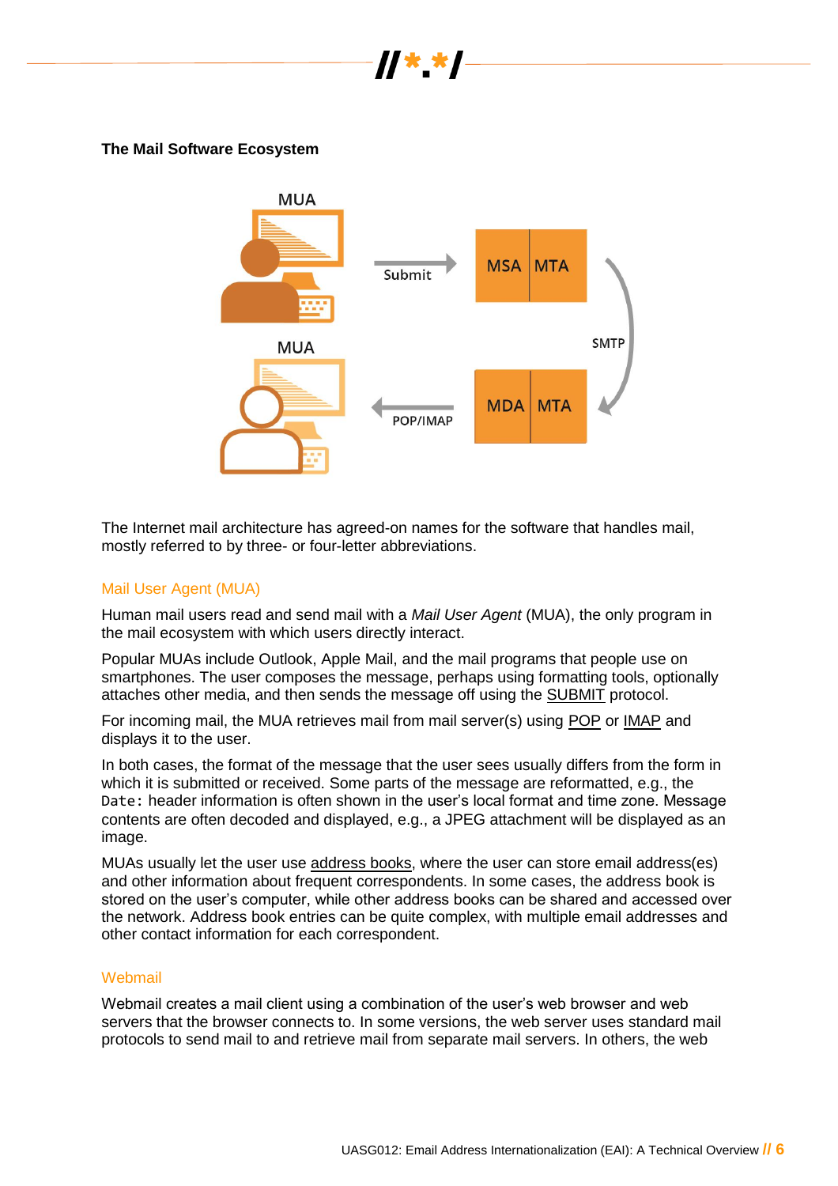**The Mail Software Ecosystem**

The Internet mail architecture has agreed-on names for the software that handles mail, mostly referred to by three- or four-letter abbreviations.

## Mail User Agent (MUA)

Human mail users read and send mail with a *Mail User Agent* (MUA), the only program in the mail ecosystem with which users directly interact.

Popular MUAs include Outlook, Apple Mail, and the mail programs that people use on smartphones. The user composes the message, perhaps using formatting tools, optionally attaches other media, and then sends the message off using the SUBMIT protocol.

For incoming mail, the MUA retrieves mail from mail server(s) using POP or IMAP and displays it to the user.

In both cases, the format of the message that the user sees usually differs from the form in which it is submitted or received. Some parts of the message are reformatted, e.g., the `Date:` header information is often shown in the user's local format and time zone. Message contents are often decoded and displayed, e.g., a JPEG attachment will be displayed as an image.

MUAs usually let the user use address books, where the user can store email address(es) and other information about frequent correspondents. In some cases, the address book is stored on the user's computer, while other address books can be shared and accessed over the network. Address book entries can be quite complex, with multiple email addresses and other contact information for each correspondent.

## Webmail

Webmail creates a mail client using a combination of the user's web browser and web servers that the browser connects to. In some versions, the web server uses standard mail protocols to send mail to and retrieve mail from separate mail servers. In others, the web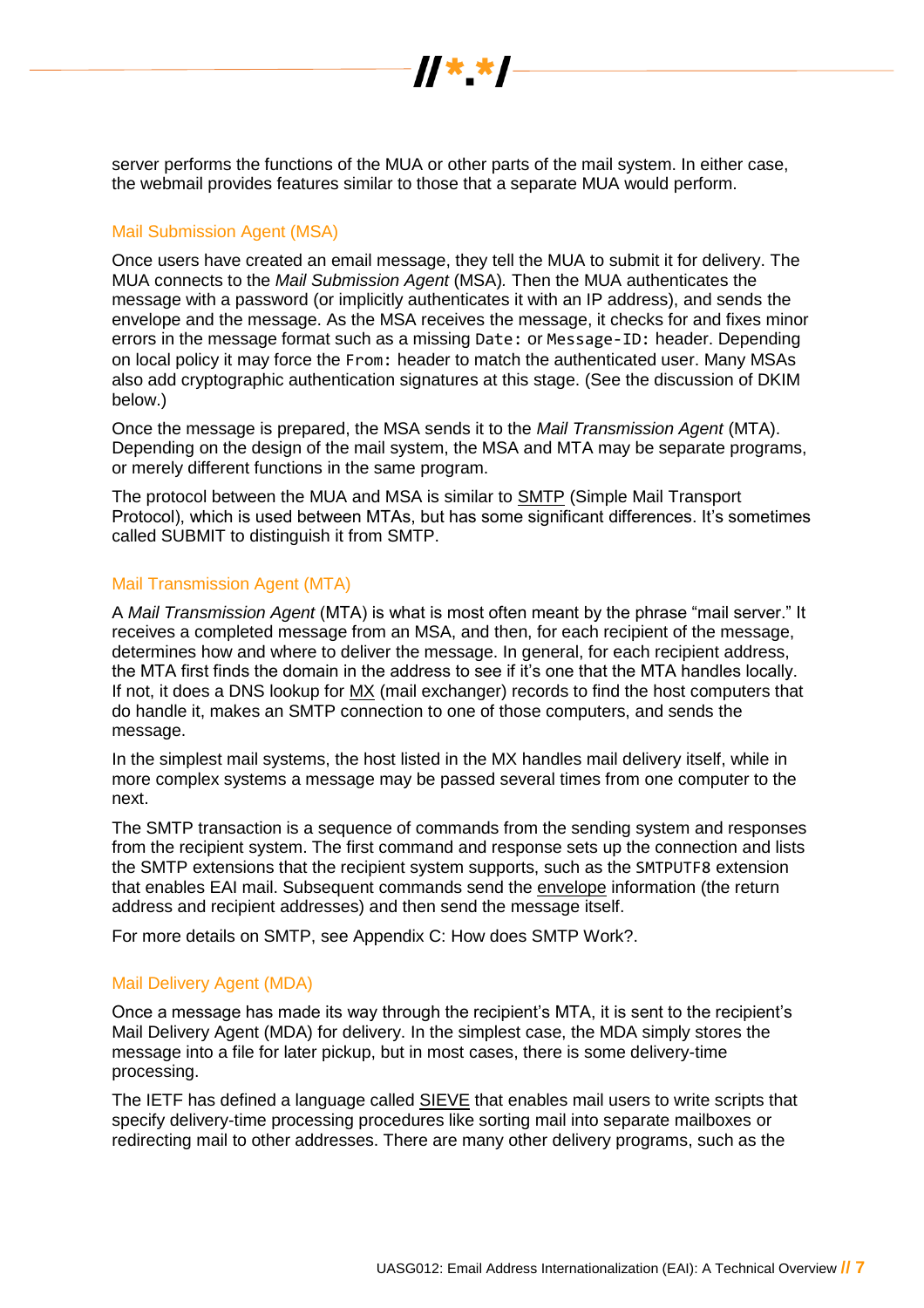server performs the functions of the MUA or other parts of the mail system. In either case, the webmail provides features similar to those that a separate MUA would perform.

### Mail Submission Agent (MSA)

Once users have created an email message, they tell the MUA to submit it for delivery. The MUA connects to the *Mail Submission Agent* (MSA)*.* Then the MUA authenticates the message with a password (or implicitly authenticates it with an IP address), and sends the envelope and the message. As the MSA receives the message, it checks for and fixes minor errors in the message format such as a missing `Date:` or `Message-ID:` header. Depending on local policy it may force the `From:` header to match the authenticated user. Many MSAs also add cryptographic authentication signatures at this stage. (See the discussion of DKIM below.)

Once the message is prepared, the MSA sends it to the *Mail Transmission Agent* (MTA). Depending on the design of the mail system, the MSA and MTA may be separate programs, or merely different functions in the same program.

The protocol between the MUA and MSA is similar to SMTP (Simple Mail Transport Protocol), which is used between MTAs, but has some significant differences. It's sometimes called SUBMIT to distinguish it from SMTP.

### Mail Transmission Agent (MTA)

A *Mail Transmission Agent* (MTA) is what is most often meant by the phrase "mail server." It receives a completed message from an MSA, and then, for each recipient of the message, determines how and where to deliver the message. In general, for each recipient address, the MTA first finds the domain in the address to see if it's one that the MTA handles locally. If not, it does a DNS lookup for MX (mail exchanger) records to find the host computers that do handle it, makes an SMTP connection to one of those computers, and sends the message.

In the simplest mail systems, the host listed in the MX handles mail delivery itself, while in more complex systems a message may be passed several times from one computer to the next.

The SMTP transaction is a sequence of commands from the sending system and responses from the recipient system. The first command and response sets up the connection and lists the SMTP extensions that the recipient system supports, such as the `SMTPUTF8` extension that enables EAI mail. Subsequent commands send the envelope information (the return address and recipient addresses) and then send the message itself.

For more details on SMTP, see Appendix C: How does SMTP Work?.

### Mail Delivery Agent (MDA)

Once a message has made its way through the recipient's MTA, it is sent to the recipient's Mail Delivery Agent (MDA) for delivery. In the simplest case, the MDA simply stores the message into a file for later pickup, but in most cases, there is some delivery-time processing.

The IETF has defined a language called SIEVE that enables mail users to write scripts that specify delivery-time processing procedures like sorting mail into separate mailboxes or redirecting mail to other addresses. There are many other delivery programs, such as the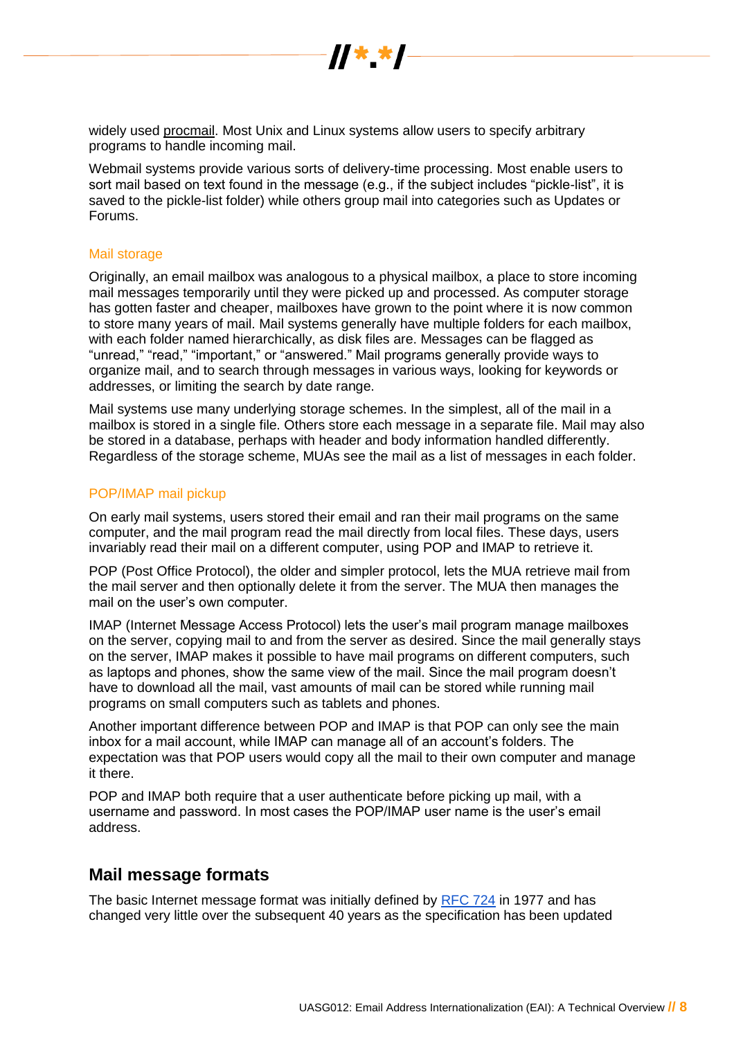widely used procmail. Most Unix and Linux systems allow users to specify arbitrary programs to handle incoming mail.

Webmail systems provide various sorts of delivery-time processing. Most enable users to sort mail based on text found in the message (e.g., if the subject includes “pickle-list”, it is saved to the pickle-list folder) while others group mail into categories such as Updates or Forums.

### Mail storage

Originally, an email mailbox was analogous to a physical mailbox, a place to store incoming mail messages temporarily until they were picked up and processed. As computer storage has gotten faster and cheaper, mailboxes have grown to the point where it is now common to store many years of mail. Mail systems generally have multiple folders for each mailbox, with each folder named hierarchically, as disk files are. Messages can be flagged as “unread,” “read,” “important,” or “answered.” Mail programs generally provide ways to organize mail, and to search through messages in various ways, looking for keywords or addresses, or limiting the search by date range.

Mail systems use many underlying storage schemes. In the simplest, all of the mail in a mailbox is stored in a single file. Others store each message in a separate file. Mail may also be stored in a database, perhaps with header and body information handled differently. Regardless of the storage scheme, MUAs see the mail as a list of messages in each folder.

### POP/IMAP mail pickup

On early mail systems, users stored their email and ran their mail programs on the same computer, and the mail program read the mail directly from local files. These days, users invariably read their mail on a different computer, using POP and IMAP to retrieve it.

POP (Post Office Protocol), the older and simpler protocol, lets the MUA retrieve mail from the mail server and then optionally delete it from the server. The MUA then manages the mail on the user’s own computer.

IMAP (Internet Message Access Protocol) lets the user’s mail program manage mailboxes on the server, copying mail to and from the server as desired. Since the mail generally stays on the server, IMAP makes it possible to have mail programs on different computers, such as laptops and phones, show the same view of the mail. Since the mail program doesn’t have to download all the mail, vast amounts of mail can be stored while running mail programs on small computers such as tablets and phones.

Another important difference between POP and IMAP is that POP can only see the main inbox for a mail account, while IMAP can manage all of an account’s folders. The expectation was that POP users would copy all the mail to their own computer and manage it there.

POP and IMAP both require that a user authenticate before picking up mail, with a username and password. In most cases the POP/IMAP user name is the user’s email address.

## Mail message formats

The basic Internet message format was initially defined by RFC 724 in 1977 and has changed very little over the subsequent 40 years as the specification has been updated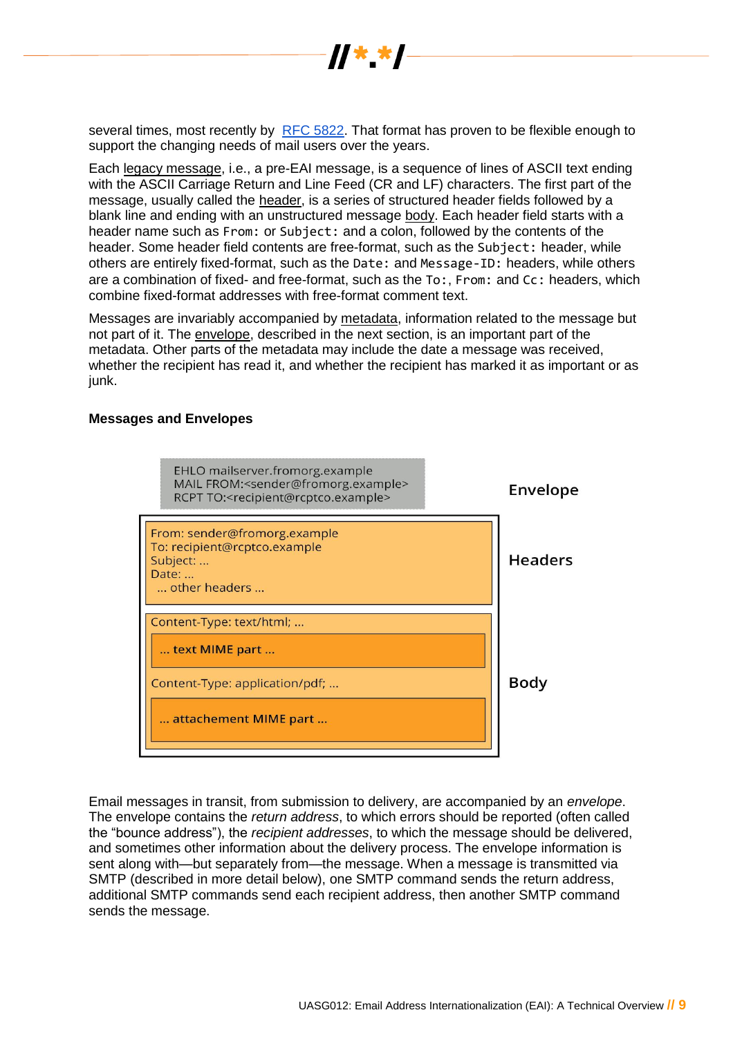several times, most recently by RFC 5822. That format has proven to be flexible enough to support the changing needs of mail users over the years.

Each legacy message, i.e., a pre-EAI message, is a sequence of lines of ASCII text ending with the ASCII Carriage Return and Line Feed (CR and LF) characters. The first part of the message, usually called the header, is a series of structured header fields followed by a blank line and ending with an unstructured message body. Each header field starts with a header name such as `From:` or `Subject:` and a colon, followed by the contents of the header. Some header field contents are free-format, such as the `Subject:` header, while others are entirely fixed-format, such as the `Date:` and `Message-ID:` headers, while others are a combination of fixed- and free-format, such as the `To:`, `From:` and `Cc:` headers, which combine fixed-format addresses with free-format comment text.

Messages are invariably accompanied by metadata, information related to the message but not part of it. The envelope, described in the next section, is an important part of the metadata. Other parts of the metadata may include the date a message was received, whether the recipient has read it, and whether the recipient has marked it as important or as junk.

**Messages and Envelopes**

```
EHLO mailserver.fromorg.example
MAIL FROM:<sender@fromorg.example>
RCPT TO:<recipient@rcptco.example>
```
Envelope

```
From: sender@fromorg.example
To: recipient@rcptco.example
Subject: ...
Date: ...
 ... other headers ...
```
Headers

```
Content-Type: text/html; ...
    ... text MIME part ...
Content-Type: application/pdf; ...
    ... attachement MIME part ...
```
Body

Email messages in transit, from submission to delivery, are accompanied by an *envelope*. The envelope contains the *return address*, to which errors should be reported (often called the "bounce address"), the *recipient addresses*, to which the message should be delivered, and sometimes other information about the delivery process. The envelope information is sent along with—but separately from—the message. When a message is transmitted via SMTP (described in more detail below), one SMTP command sends the return address, additional SMTP commands send each recipient address, then another SMTP command sends the message.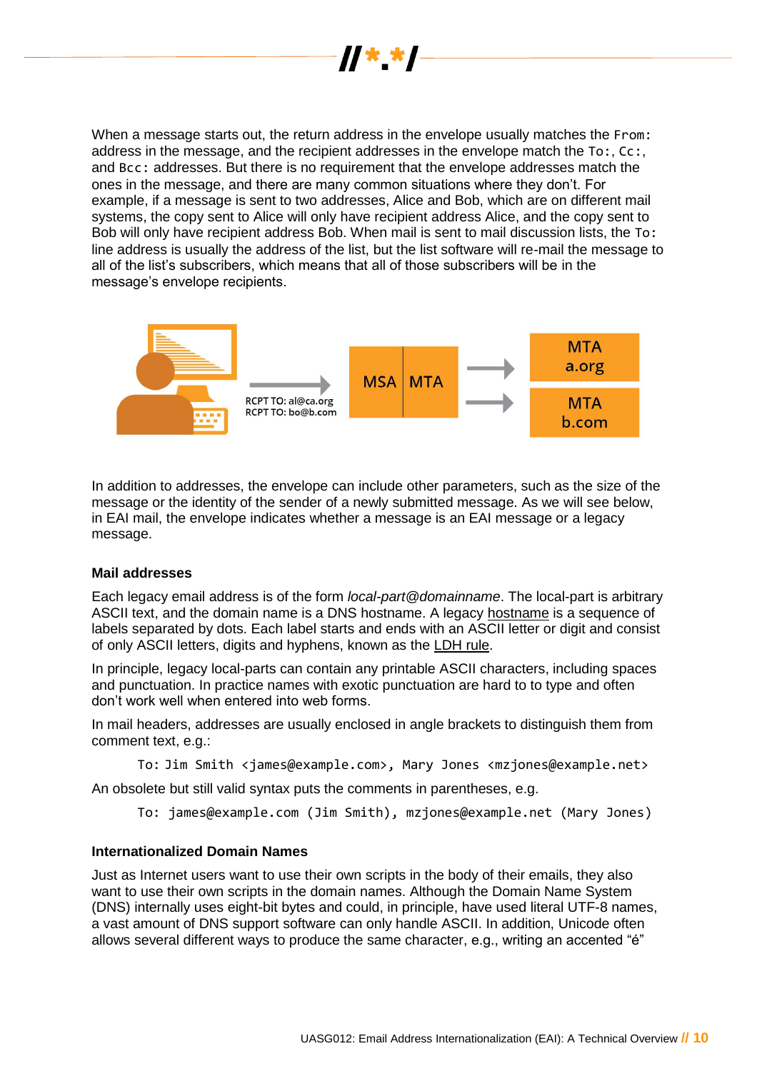When a message starts out, the return address in the envelope usually matches the `From:` address in the message, and the recipient addresses in the envelope match the `To:`, `Cc:`, and `Bcc:` addresses. But there is no requirement that the envelope addresses match the ones in the message, and there are many common situations where they don't. For example, if a message is sent to two addresses, Alice and Bob, which are on different mail systems, the copy sent to Alice will only have recipient address Alice, and the copy sent to Bob will only have recipient address Bob. When mail is sent to mail discussion lists, the `To:` line address is usually the address of the list, but the list software will re-mail the message to all of the list's subscribers, which means that all of those subscribers will be in the message's envelope recipients.

RCPT TO: al@ca.org
RCPT TO: bo@b.com

MSA | MTA

MTA a.org

MTA b.com

In addition to addresses, the envelope can include other parameters, such as the size of the message or the identity of the sender of a newly submitted message. As we will see below, in EAI mail, the envelope indicates whether a message is an EAI message or a legacy message.

### Mail addresses

Each legacy email address is of the form *local-part@domainname*. The local-part is arbitrary ASCII text, and the domain name is a DNS hostname. A legacy hostname is a sequence of labels separated by dots. Each label starts and ends with an ASCII letter or digit and consist of only ASCII letters, digits and hyphens, known as the LDH rule.

In principle, legacy local-parts can contain any printable ASCII characters, including spaces and punctuation. In practice names with exotic punctuation are hard to to type and often don't work well when entered into web forms.

In mail headers, addresses are usually enclosed in angle brackets to distinguish them from comment text, e.g.:

```
To: Jim Smith <james@example.com>, Mary Jones <mzjones@example.net>
```

An obsolete but still valid syntax puts the comments in parentheses, e.g.

```
To: james@example.com (Jim Smith), mzjones@example.net (Mary Jones)
```

### Internationalized Domain Names

Just as Internet users want to use their own scripts in the body of their emails, they also want to use their own scripts in the domain names. Although the Domain Name System (DNS) internally uses eight-bit bytes and could, in principle, have used literal UTF-8 names, a vast amount of DNS support software can only handle ASCII. In addition, Unicode often allows several different ways to produce the same character, e.g., writing an accented "é"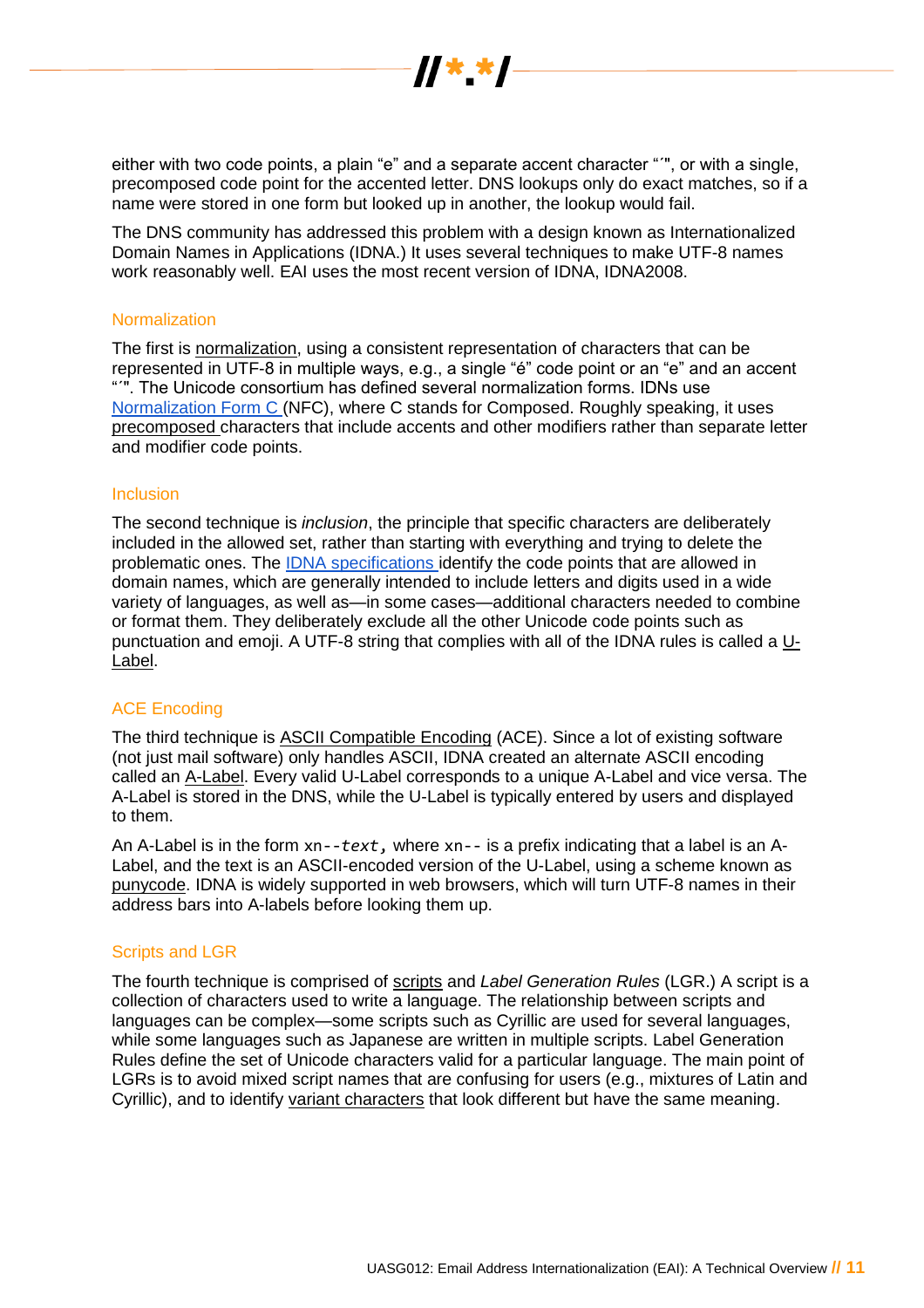either with two code points, a plain “e” and a separate accent character “´”, or with a single, precomposed code point for the accented letter. DNS lookups only do exact matches, so if a name were stored in one form but looked up in another, the lookup would fail.

The DNS community has addressed this problem with a design known as Internationalized Domain Names in Applications (IDNA.) It uses several techniques to make UTF-8 names work reasonably well. EAI uses the most recent version of IDNA, IDNA2008.

## Normalization

The first is normalization, using a consistent representation of characters that can be represented in UTF-8 in multiple ways, e.g., a single “é” code point or an “e” and an accent “´”. The Unicode consortium has defined several normalization forms. IDNs use [Normalization Form C](#) (NFC), where C stands for Composed. Roughly speaking, it uses precomposed characters that include accents and other modifiers rather than separate letter and modifier code points.

## Inclusion

The second technique is *inclusion*, the principle that specific characters are deliberately included in the allowed set, rather than starting with everything and trying to delete the problematic ones. The [IDNA specifications](#) identify the code points that are allowed in domain names, which are generally intended to include letters and digits used in a wide variety of languages, as well as—in some cases—additional characters needed to combine or format them. They deliberately exclude all the other Unicode code points such as punctuation and emoji. A UTF-8 string that complies with all of the IDNA rules is called a U-Label.

## ACE Encoding

The third technique is ASCII Compatible Encoding (ACE). Since a lot of existing software (not just mail software) only handles ASCII, IDNA created an alternate ASCII encoding called an A-Label. Every valid U-Label corresponds to a unique A-Label and vice versa. The A-Label is stored in the DNS, while the U-Label is typically entered by users and displayed to them.

An A-Label is in the form `xn--`*`text`*, where `xn--` is a prefix indicating that a label is an A-Label, and the text is an ASCII-encoded version of the U-Label, using a scheme known as punycode. IDNA is widely supported in web browsers, which will turn UTF-8 names in their address bars into A-labels before looking them up.

## Scripts and LGR

The fourth technique is comprised of scripts and *Label Generation Rules* (LGR.) A script is a collection of characters used to write a language. The relationship between scripts and languages can be complex—some scripts such as Cyrillic are used for several languages, while some languages such as Japanese are written in multiple scripts. Label Generation Rules define the set of Unicode characters valid for a particular language. The main point of LGRs is to avoid mixed script names that are confusing for users (e.g., mixtures of Latin and Cyrillic), and to identify variant characters that look different but have the same meaning.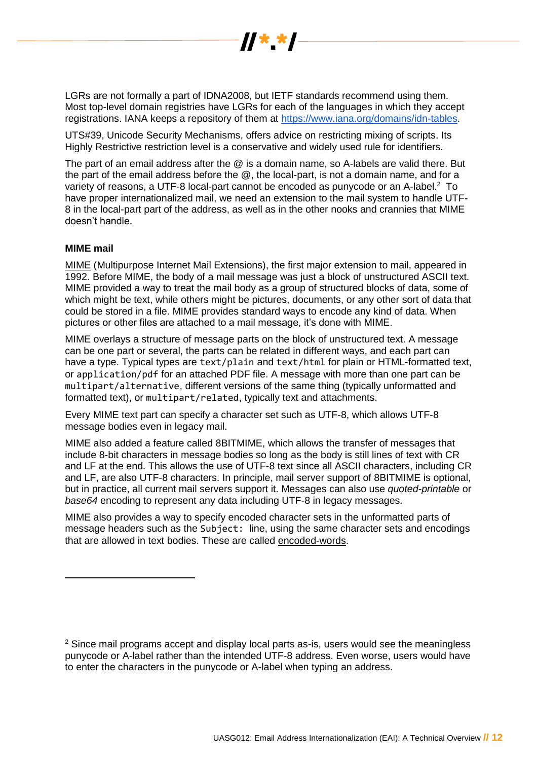LGRs are not formally a part of IDNA2008, but IETF standards recommend using them. Most top-level domain registries have LGRs for each of the languages in which they accept registrations. IANA keeps a repository of them at [https://www.iana.org/domains/idn-tables](https://www.iana.org/domains/idn-tables).

UTS#39, Unicode Security Mechanisms, offers advice on restricting mixing of scripts. Its Highly Restrictive restriction level is a conservative and widely used rule for identifiers.

The part of an email address after the @ is a domain name, so A-labels are valid there. But the part of the email address before the @, the local-part, is not a domain name, and for a variety of reasons, a UTF-8 local-part cannot be encoded as punycode or an A-label.[2] To have proper internationalized mail, we need an extension to the mail system to handle UTF-8 in the local-part part of the address, as well as in the other nooks and crannies that MIME doesn't handle.

**MIME mail**

MIME (Multipurpose Internet Mail Extensions), the first major extension to mail, appeared in 1992. Before MIME, the body of a mail message was just a block of unstructured ASCII text. MIME provided a way to treat the mail body as a group of structured blocks of data, some of which might be text, while others might be pictures, documents, or any other sort of data that could be stored in a file. MIME provides standard ways to encode any kind of data. When pictures or other files are attached to a mail message, it's done with MIME.

MIME overlays a structure of message parts on the block of unstructured text. A message can be one part or several, the parts can be related in different ways, and each part can have a type. Typical types are `text/plain` and `text/html` for plain or HTML-formatted text, or `application/pdf` for an attached PDF file. A message with more than one part can be `multipart/alternative`, different versions of the same thing (typically unformatted and formatted text), or `multipart/related`, typically text and attachments.

Every MIME text part can specify a character set such as UTF-8, which allows UTF-8 message bodies even in legacy mail.

MIME also added a feature called 8BITMIME, which allows the transfer of messages that include 8-bit characters in message bodies so long as the body is still lines of text with CR and LF at the end. This allows the use of UTF-8 text since all ASCII characters, including CR and LF, are also UTF-8 characters. In principle, mail server support of 8BITMIME is optional, but in practice, all current mail servers support it. Messages can also use *quoted-printable* or *base64* encoding to represent any data including UTF-8 in legacy messages.

MIME also provides a way to specify encoded character sets in the unformatted parts of message headers such as the `Subject:` line, using the same character sets and encodings that are allowed in text bodies. These are called encoded-words.

---

[2] Since mail programs accept and display local parts as-is, users would see the meaningless punycode or A-label rather than the intended UTF-8 address. Even worse, users would have to enter the characters in the punycode or A-label when typing an address.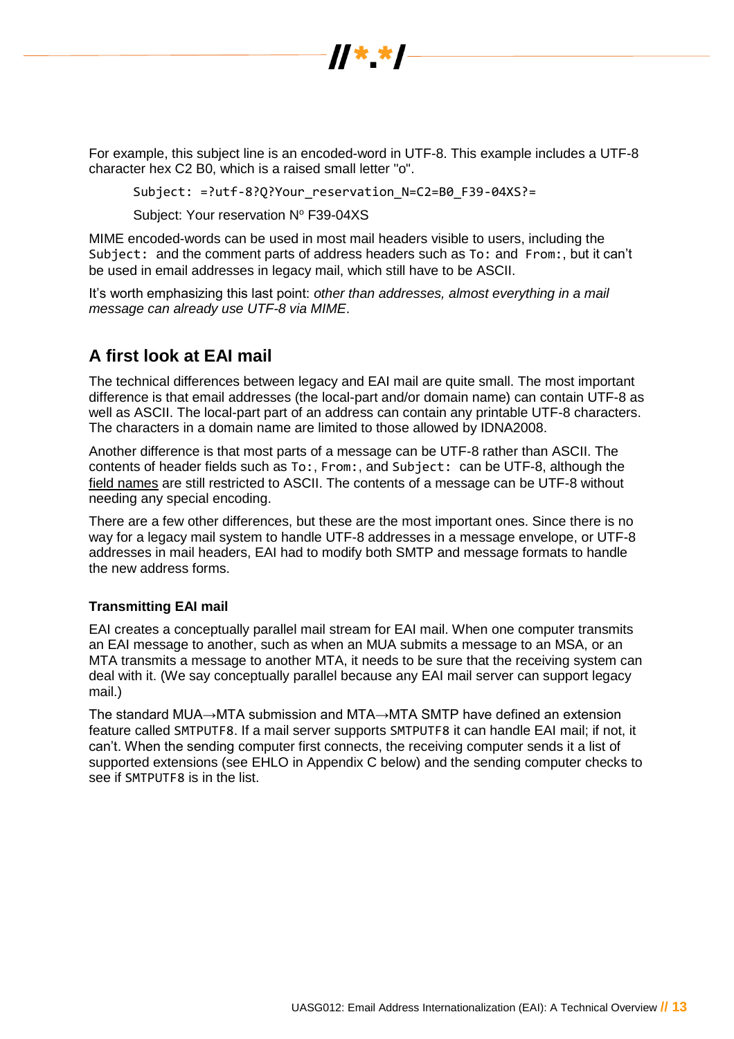For example, this subject line is an encoded-word in UTF-8. This example includes a UTF-8 character hex C2 B0, which is a raised small letter "o".

```
Subject: =?utf-8?Q?Your_reservation_N=C2=B0_F39-04XS?=
```

Subject: Your reservation Nº F39-04XS

MIME encoded-words can be used in most mail headers visible to users, including the `Subject:` and the comment parts of address headers such as `To:` and `From:`, but it can't be used in email addresses in legacy mail, which still have to be ASCII.

It's worth emphasizing this last point: *other than addresses, almost everything in a mail message can already use UTF-8 via MIME*.

## A first look at EAI mail

The technical differences between legacy and EAI mail are quite small. The most important difference is that email addresses (the local-part and/or domain name) can contain UTF-8 as well as ASCII. The local-part part of an address can contain any printable UTF-8 characters. The characters in a domain name are limited to those allowed by IDNA2008.

Another difference is that most parts of a message can be UTF-8 rather than ASCII. The contents of header fields such as `To:`, `From:`, and `Subject:` can be UTF-8, although the field names are still restricted to ASCII. The contents of a message can be UTF-8 without needing any special encoding.

There are a few other differences, but these are the most important ones. Since there is no way for a legacy mail system to handle UTF-8 addresses in a message envelope, or UTF-8 addresses in mail headers, EAI had to modify both SMTP and message formats to handle the new address forms.

### Transmitting EAI mail

EAI creates a conceptually parallel mail stream for EAI mail. When one computer transmits an EAI message to another, such as when an MUA submits a message to an MSA, or an MTA transmits a message to another MTA, it needs to be sure that the receiving system can deal with it. (We say conceptually parallel because any EAI mail server can support legacy mail.)

The standard MUA→MTA submission and MTA→MTA SMTP have defined an extension feature called `SMTPUTF8`. If a mail server supports `SMTPUTF8` it can handle EAI mail; if not, it can't. When the sending computer first connects, the receiving computer sends it a list of supported extensions (see EHLO in Appendix C below) and the sending computer checks to see if `SMTPUTF8` is in the list.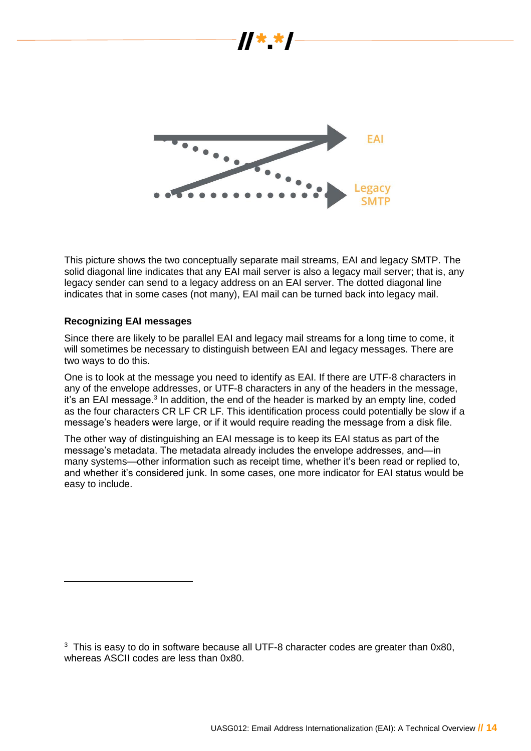This picture shows the two conceptually separate mail streams, EAI and legacy SMTP. The solid diagonal line indicates that any EAI mail server is also a legacy mail server; that is, any legacy sender can send to a legacy address on an EAI server. The dotted diagonal line indicates that in some cases (not many), EAI mail can be turned back into legacy mail.

**Recognizing EAI messages**

Since there are likely to be parallel EAI and legacy mail streams for a long time to come, it will sometimes be necessary to distinguish between EAI and legacy messages. There are two ways to do this.

One is to look at the message you need to identify as EAI. If there are UTF-8 characters in any of the envelope addresses, or UTF-8 characters in any of the headers in the message, it's an EAI message.[3] In addition, the end of the header is marked by an empty line, coded as the four characters CR LF CR LF. This identification process could potentially be slow if a message's headers were large, or if it would require reading the message from a disk file.

The other way of distinguishing an EAI message is to keep its EAI status as part of the message's metadata. The metadata already includes the envelope addresses, and—in many systems—other information such as receipt time, whether it's been read or replied to, and whether it's considered junk. In some cases, one more indicator for EAI status would be easy to include.

---

[3] This is easy to do in software because all UTF-8 character codes are greater than 0x80, whereas ASCII codes are less than 0x80.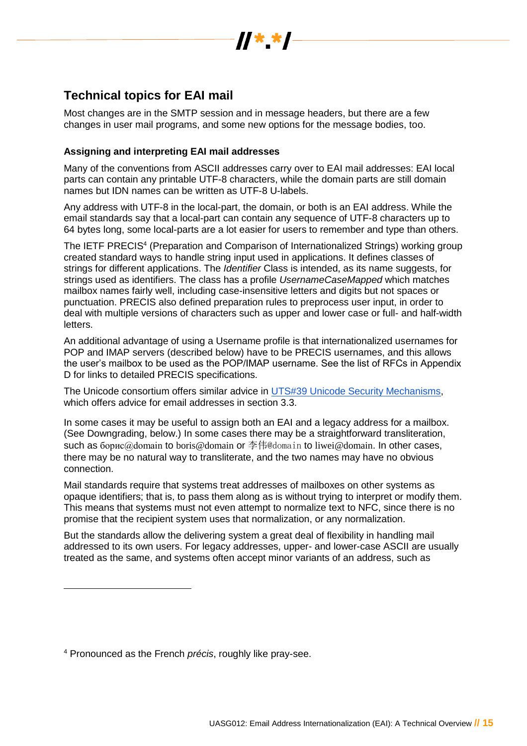## Technical topics for EAI mail

Most changes are in the SMTP session and in message headers, but there are a few changes in user mail programs, and some new options for the message bodies, too.

### Assigning and interpreting EAI mail addresses

Many of the conventions from ASCII addresses carry over to EAI mail addresses: EAI local parts can contain any printable UTF-8 characters, while the domain parts are still domain names but IDN names can be written as UTF-8 U-labels.

Any address with UTF-8 in the local-part, the domain, or both is an EAI address. While the email standards say that a local-part can contain any sequence of UTF-8 characters up to 64 bytes long, some local-parts are a lot easier for users to remember and type than others.

The IETF PRECIS[4] (Preparation and Comparison of Internationalized Strings) working group created standard ways to handle string input used in applications. It defines classes of strings for different applications. The *Identifier* Class is intended, as its name suggests, for strings used as identifiers. The class has a profile *UsernameCaseMapped* which matches mailbox names fairly well, including case-insensitive letters and digits but not spaces or punctuation. PRECIS also defined preparation rules to preprocess user input, in order to deal with multiple versions of characters such as upper and lower case or full- and half-width letters.

An additional advantage of using a Username profile is that internationalized usernames for POP and IMAP servers (described below) have to be PRECIS usernames, and this allows the user's mailbox to be used as the POP/IMAP username. See the list of RFCs in Appendix D for links to detailed PRECIS specifications.

The Unicode consortium offers similar advice in UTS#39 Unicode Security Mechanisms, which offers advice for email addresses in section 3.3.

In some cases it may be useful to assign both an EAI and a legacy address for a mailbox. (See Downgrading, below.) In some cases there may be a straightforward transliteration, such as борис@domain to boris@domain or 李伟@domain to liwei@domain. In other cases, there may be no natural way to transliterate, and the two names may have no obvious connection.

Mail standards require that systems treat addresses of mailboxes on other systems as opaque identifiers; that is, to pass them along as is without trying to interpret or modify them. This means that systems must not even attempt to normalize text to NFC, since there is no promise that the recipient system uses that normalization, or any normalization.

But the standards allow the delivering system a great deal of flexibility in handling mail addressed to its own users. For legacy addresses, upper- and lower-case ASCII are usually treated as the same, and systems often accept minor variants of an address, such as

---

[4] Pronounced as the French *précis*, roughly like pray-see.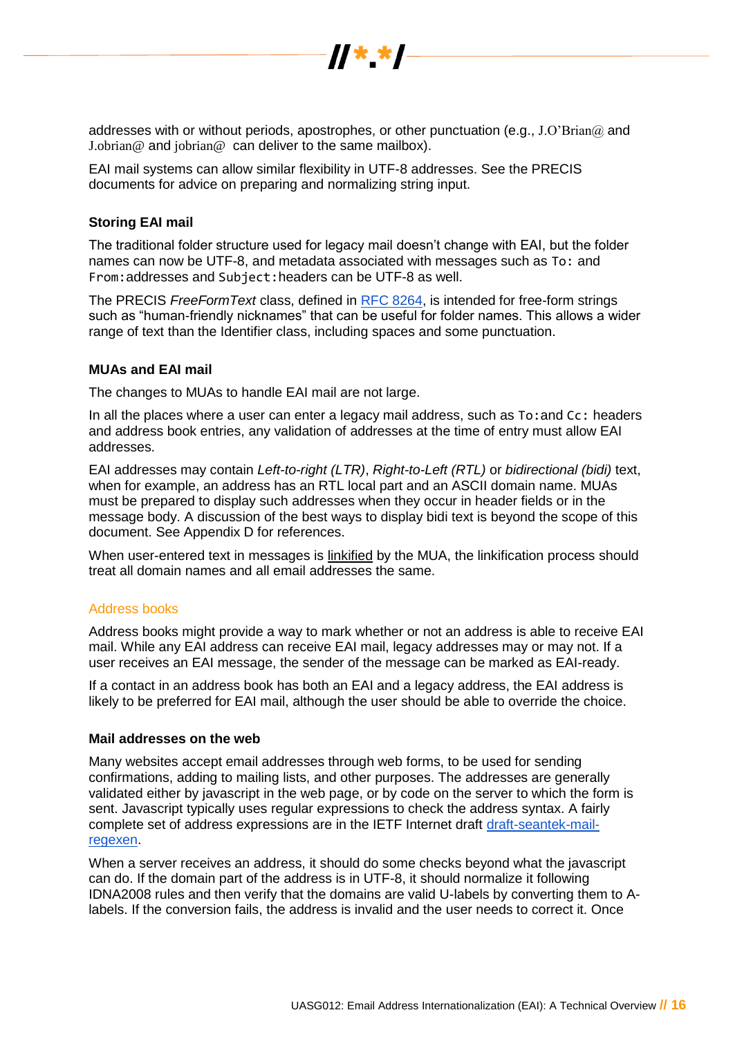addresses with or without periods, apostrophes, or other punctuation (e.g., J.O'Brian@ and J.obrian@ and jobrian@ can deliver to the same mailbox).

EAI mail systems can allow similar flexibility in UTF-8 addresses. See the PRECIS documents for advice on preparing and normalizing string input.

### Storing EAI mail

The traditional folder structure used for legacy mail doesn't change with EAI, but the folder names can now be UTF-8, and metadata associated with messages such as `To:` and `From:` addresses and `Subject:` headers can be UTF-8 as well.

The PRECIS *FreeFormText* class, defined in [RFC 8264](), is intended for free-form strings such as "human-friendly nicknames" that can be useful for folder names. This allows a wider range of text than the Identifier class, including spaces and some punctuation.

### MUAs and EAI mail

The changes to MUAs to handle EAI mail are not large.

In all the places where a user can enter a legacy mail address, such as `To:` and `Cc:` headers and address book entries, any validation of addresses at the time of entry must allow EAI addresses.

EAI addresses may contain *Left-to-right (LTR)*, *Right-to-Left (RTL)* or *bidirectional (bidi)* text, when for example, an address has an RTL local part and an ASCII domain name. MUAs must be prepared to display such addresses when they occur in header fields or in the message body. A discussion of the best ways to display bidi text is beyond the scope of this document. See Appendix D for references.

When user-entered text in messages is linkified by the MUA, the linkification process should treat all domain names and all email addresses the same.

#### Address books

Address books might provide a way to mark whether or not an address is able to receive EAI mail. While any EAI address can receive EAI mail, legacy addresses may or may not. If a user receives an EAI message, the sender of the message can be marked as EAI-ready.

If a contact in an address book has both an EAI and a legacy address, the EAI address is likely to be preferred for EAI mail, although the user should be able to override the choice.

### Mail addresses on the web

Many websites accept email addresses through web forms, to be used for sending confirmations, adding to mailing lists, and other purposes. The addresses are generally validated either by javascript in the web page, or by code on the server to which the form is sent. Javascript typically uses regular expressions to check the address syntax. A fairly complete set of address expressions are in the IETF Internet draft [draft-seantek-mail-regexen]().

When a server receives an address, it should do some checks beyond what the javascript can do. If the domain part of the address is in UTF-8, it should normalize it following IDNA2008 rules and then verify that the domains are valid U-labels by converting them to A-labels. If the conversion fails, the address is invalid and the user needs to correct it. Once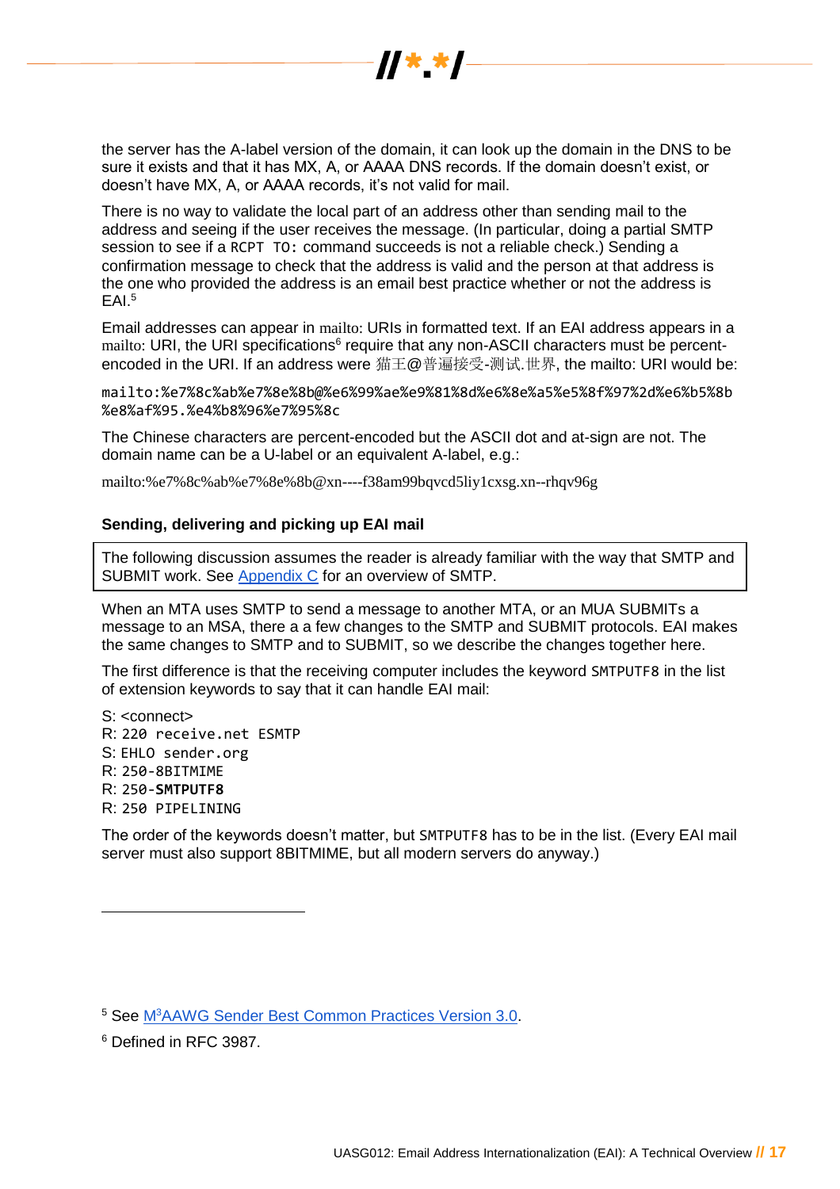the server has the A-label version of the domain, it can look up the domain in the DNS to be sure it exists and that it has MX, A, or AAAA DNS records. If the domain doesn't exist, or doesn't have MX, A, or AAAA records, it's not valid for mail.

There is no way to validate the local part of an address other than sending mail to the address and seeing if the user receives the message. (In particular, doing a partial SMTP session to see if a `RCPT TO:` command succeeds is not a reliable check.) Sending a confirmation message to check that the address is valid and the person at that address is the one who provided the address is an email best practice whether or not the address is EAI.[5]

Email addresses can appear in mailto: URIs in formatted text. If an EAI address appears in a mailto: URI, the URI specifications[6] require that any non-ASCII characters must be percent-encoded in the URI. If an address were 猫王@普遍接受-测试.世界, the mailto: URI would be:

```
mailto:%e7%8c%ab%e7%8e%8b@%e6%99%ae%e9%81%8d%e6%8e%a5%e5%8f%97%2d%e6%b5%8b%e8%af%95.%e4%b8%96%e7%95%8c
```

The Chinese characters are percent-encoded but the ASCII dot and at-sign are not. The domain name can be a U-label or an equivalent A-label, e.g.:

mailto:%e7%8c%ab%e7%8e%8b@xn----f38am99bqvcd5liy1cxsg.xn--rhqv96g

### Sending, delivering and picking up EAI mail

> The following discussion assumes the reader is already familiar with the way that SMTP and SUBMIT work. See Appendix C for an overview of SMTP.

When an MTA uses SMTP to send a message to another MTA, or an MUA SUBMITs a message to an MSA, there a a few changes to the SMTP and SUBMIT protocols. EAI makes the same changes to SMTP and to SUBMIT, so we describe the changes together here.

The first difference is that the receiving computer includes the keyword `SMTPUTF8` in the list of extension keywords to say that it can handle EAI mail:

S: <connect>  
R: `220 receive.net ESMTP`  
S: `EHLO sender.org`  
R: `250-8BITMIME`  
R: `250-`**`SMTPUTF8`**  
R: `250 PIPELINING`

The order of the keywords doesn't matter, but `SMTPUTF8` has to be in the list. (Every EAI mail server must also support 8BITMIME, but all modern servers do anyway.)

---

[5] See M3AAWG Sender Best Common Practices Version 3.0.

[6] Defined in RFC 3987.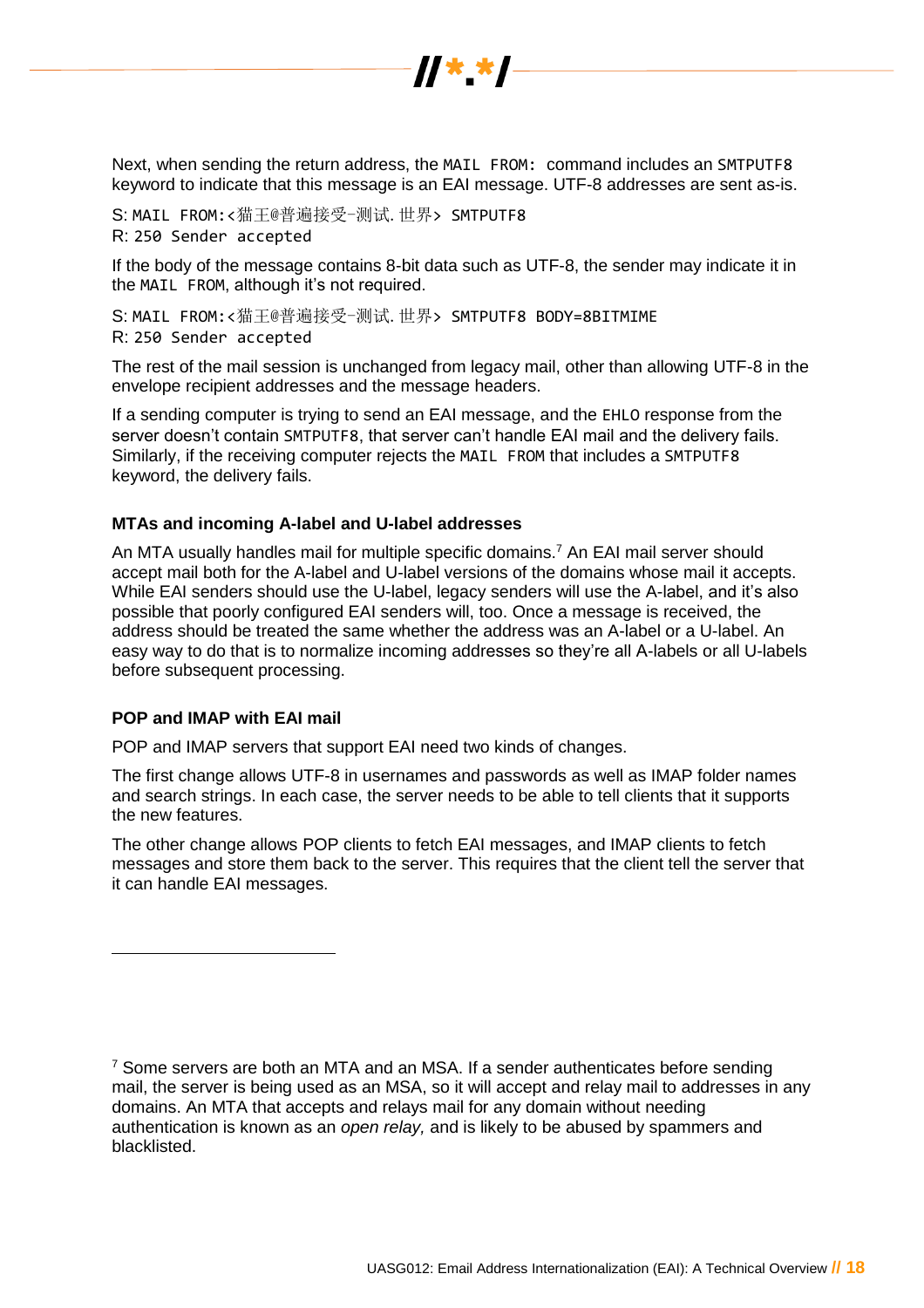Next, when sending the return address, the `MAIL FROM:` command includes an `SMTPUTF8` keyword to indicate that this message is an EAI message. UTF-8 addresses are sent as-is.

S: `MAIL FROM:<猫王@普遍接受-测试.世界> SMTPUTF8`
R: `250 Sender accepted`

If the body of the message contains 8-bit data such as UTF-8, the sender may indicate it in the `MAIL FROM`, although it's not required.

S: `MAIL FROM:<猫王@普遍接受-测试.世界> SMTPUTF8 BODY=8BITMIME`
R: `250 Sender accepted`

The rest of the mail session is unchanged from legacy mail, other than allowing UTF-8 in the envelope recipient addresses and the message headers.

If a sending computer is trying to send an EAI message, and the `EHLO` response from the server doesn't contain `SMTPUTF8`, that server can't handle EAI mail and the delivery fails. Similarly, if the receiving computer rejects the `MAIL FROM` that includes a `SMTPUTF8` keyword, the delivery fails.

### MTAs and incoming A-label and U-label addresses

An MTA usually handles mail for multiple specific domains.[7] An EAI mail server should accept mail both for the A-label and U-label versions of the domains whose mail it accepts. While EAI senders should use the U-label, legacy senders will use the A-label, and it's also possible that poorly configured EAI senders will, too. Once a message is received, the address should be treated the same whether the address was an A-label or a U-label. An easy way to do that is to normalize incoming addresses so they're all A-labels or all U-labels before subsequent processing.

### POP and IMAP with EAI mail

POP and IMAP servers that support EAI need two kinds of changes.

The first change allows UTF-8 in usernames and passwords as well as IMAP folder names and search strings. In each case, the server needs to be able to tell clients that it supports the new features.

The other change allows POP clients to fetch EAI messages, and IMAP clients to fetch messages and store them back to the server. This requires that the client tell the server that it can handle EAI messages.

---

[7] Some servers are both an MTA and an MSA. If a sender authenticates before sending mail, the server is being used as an MSA, so it will accept and relay mail to addresses in any domains. An MTA that accepts and relays mail for any domain without needing authentication is known as an *open relay,* and is likely to be abused by spammers and blacklisted.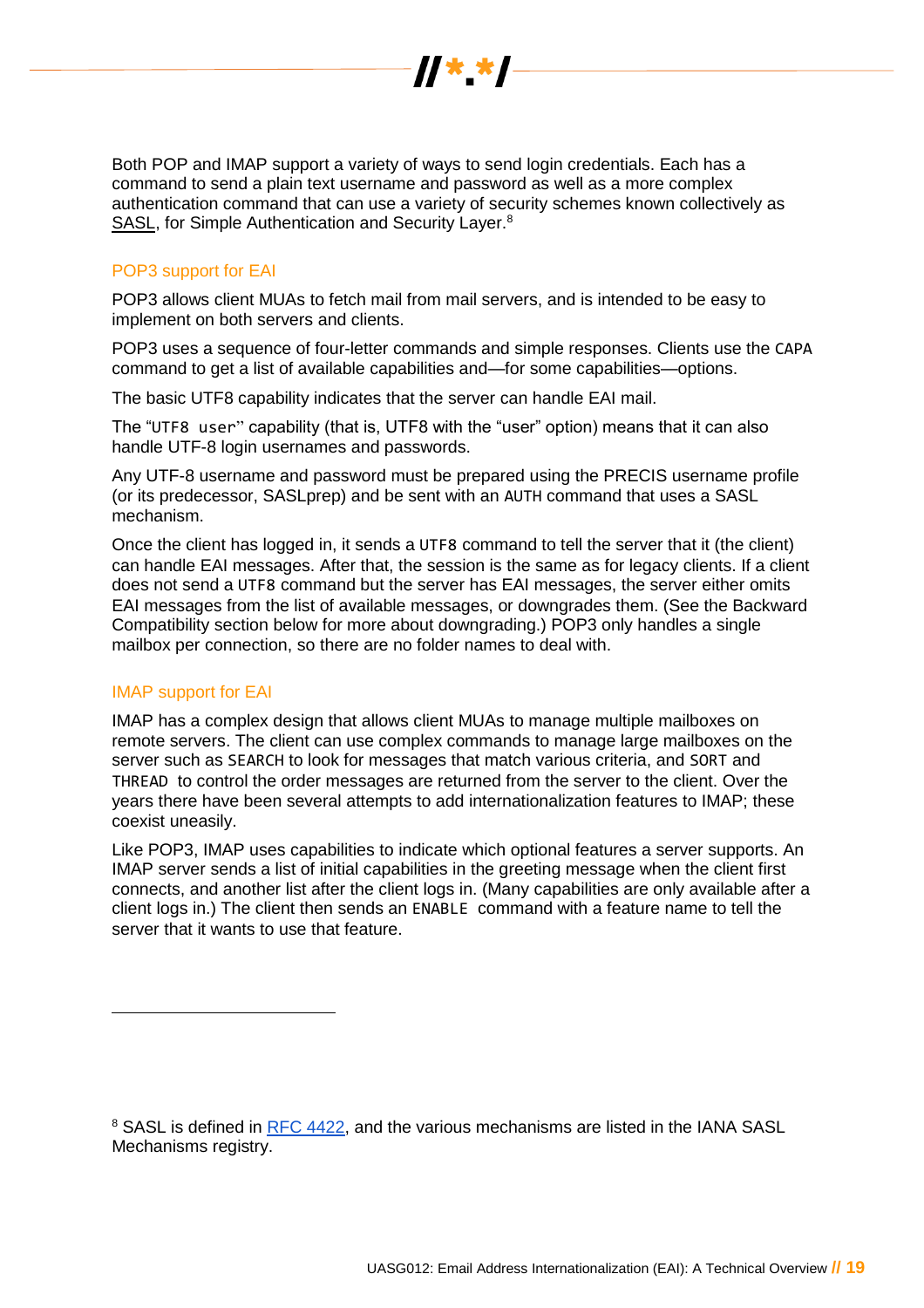Both POP and IMAP support a variety of ways to send login credentials. Each has a command to send a plain text username and password as well as a more complex authentication command that can use a variety of security schemes known collectively as SASL, for Simple Authentication and Security Layer.[8]

### POP3 support for EAI

POP3 allows client MUAs to fetch mail from mail servers, and is intended to be easy to implement on both servers and clients.

POP3 uses a sequence of four-letter commands and simple responses. Clients use the `CAPA` command to get a list of available capabilities and—for some capabilities—options.

The basic UTF8 capability indicates that the server can handle EAI mail.

The "`UTF8 user`" capability (that is, UTF8 with the "user" option) means that it can also handle UTF-8 login usernames and passwords.

Any UTF-8 username and password must be prepared using the PRECIS username profile (or its predecessor, SASLprep) and be sent with an `AUTH` command that uses a SASL mechanism.

Once the client has logged in, it sends a `UTF8` command to tell the server that it (the client) can handle EAI messages. After that, the session is the same as for legacy clients. If a client does not send a `UTF8` command but the server has EAI messages, the server either omits EAI messages from the list of available messages, or downgrades them. (See the Backward Compatibility section below for more about downgrading.) POP3 only handles a single mailbox per connection, so there are no folder names to deal with.

### IMAP support for EAI

IMAP has a complex design that allows client MUAs to manage multiple mailboxes on remote servers. The client can use complex commands to manage large mailboxes on the server such as `SEARCH` to look for messages that match various criteria, and `SORT` and `THREAD` to control the order messages are returned from the server to the client. Over the years there have been several attempts to add internationalization features to IMAP; these coexist uneasily.

Like POP3, IMAP uses capabilities to indicate which optional features a server supports. An IMAP server sends a list of initial capabilities in the greeting message when the client first connects, and another list after the client logs in. (Many capabilities are only available after a client logs in.) The client then sends an `ENABLE` command with a feature name to tell the server that it wants to use that feature.

---

[8] SASL is defined in RFC 4422, and the various mechanisms are listed in the IANA SASL Mechanisms registry.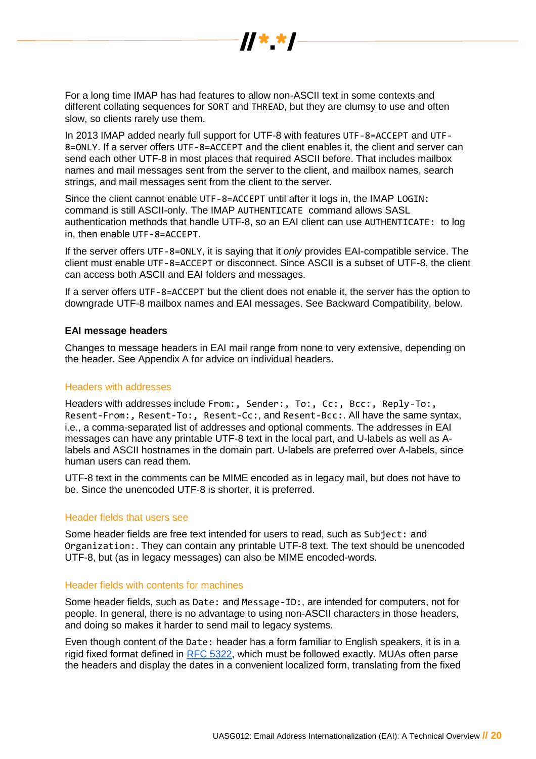For a long time IMAP has had features to allow non-ASCII text in some contexts and different collating sequences for `SORT` and `THREAD`, but they are clumsy to use and often slow, so clients rarely use them.

In 2013 IMAP added nearly full support for UTF-8 with features `UTF-8=ACCEPT` and `UTF-8=ONLY`. If a server offers `UTF-8=ACCEPT` and the client enables it, the client and server can send each other UTF-8 in most places that required ASCII before. That includes mailbox names and mail messages sent from the server to the client, and mailbox names, search strings, and mail messages sent from the client to the server.

Since the client cannot enable `UTF-8=ACCEPT` until after it logs in, the IMAP `LOGIN:` command is still ASCII-only. The IMAP `AUTHENTICATE` command allows SASL authentication methods that handle UTF-8, so an EAI client can use `AUTHENTICATE:` to log in, then enable `UTF-8=ACCEPT`.

If the server offers `UTF-8=ONLY`, it is saying that it *only* provides EAI-compatible service. The client must enable `UTF-8=ACCEPT` or disconnect. Since ASCII is a subset of UTF-8, the client can access both ASCII and EAI folders and messages.

If a server offers `UTF-8=ACCEPT` but the client does not enable it, the server has the option to downgrade UTF-8 mailbox names and EAI messages. See Backward Compatibility, below.

### EAI message headers

Changes to message headers in EAI mail range from none to very extensive, depending on the header. See Appendix A for advice on individual headers.

#### Headers with addresses

Headers with addresses include `From:`, `Sender:`, `To:`, `Cc:`, `Bcc:`, `Reply-To:`, `Resent-From:`, `Resent-To:`, `Resent-Cc:`, and `Resent-Bcc:`. All have the same syntax, i.e., a comma-separated list of addresses and optional comments. The addresses in EAI messages can have any printable UTF-8 text in the local part, and U-labels as well as A-labels and ASCII hostnames in the domain part. U-labels are preferred over A-labels, since human users can read them.

UTF-8 text in the comments can be MIME encoded as in legacy mail, but does not have to be. Since the unencoded UTF-8 is shorter, it is preferred.

#### Header fields that users see

Some header fields are free text intended for users to read, such as `Subject:` and `Organization:`. They can contain any printable UTF-8 text. The text should be unencoded UTF-8, but (as in legacy messages) can also be MIME encoded-words.

#### Header fields with contents for machines

Some header fields, such as `Date:` and `Message-ID:`, are intended for computers, not for people. In general, there is no advantage to using non-ASCII characters in those headers, and doing so makes it harder to send mail to legacy systems.

Even though content of the `Date:` header has a form familiar to English speakers, it is in a rigid fixed format defined in [RFC 5322](), which must be followed exactly. MUAs often parse the headers and display the dates in a convenient localized form, translating from the fixed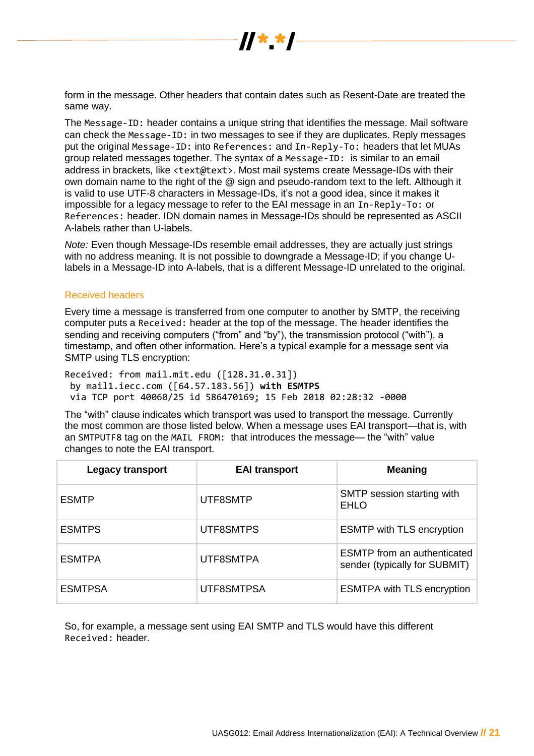form in the message. Other headers that contain dates such as Resent-Date are treated the same way.

The `Message-ID:` header contains a unique string that identifies the message. Mail software can check the `Message-ID:` in two messages to see if they are duplicates. Reply messages put the original `Message-ID:` into `References:` and `In-Reply-To:` headers that let MUAs group related messages together. The syntax of a `Message-ID:` is similar to an email address in brackets, like `<text@text>`. Most mail systems create Message-IDs with their own domain name to the right of the @ sign and pseudo-random text to the left. Although it is valid to use UTF-8 characters in Message-IDs, it's not a good idea, since it makes it impossible for a legacy message to refer to the EAI message in an `In-Reply-To:` or `References:` header. IDN domain names in Message-IDs should be represented as ASCII A-labels rather than U-labels.

*Note:* Even though Message-IDs resemble email addresses, they are actually just strings with no address meaning. It is not possible to downgrade a Message-ID; if you change U-labels in a Message-ID into A-labels, that is a different Message-ID unrelated to the original.

### Received headers

Every time a message is transferred from one computer to another by SMTP, the receiving computer puts a `Received:` header at the top of the message. The header identifies the sending and receiving computers ("from" and "by"), the transmission protocol ("with"), a timestamp, and often other information. Here's a typical example for a message sent via SMTP using TLS encryption:

```
Received: from mail.mit.edu ([128.31.0.31])
 by mail1.iecc.com ([64.57.183.56]) with ESMTPS
 via TCP port 40060/25 id 586470169; 15 Feb 2018 02:28:32 -0000
```

The "with" clause indicates which transport was used to transport the message. Currently the most common are those listed below. When a message uses EAI transport—that is, with an `SMTPUTF8` tag on the `MAIL FROM:` that introduces the message— the "with" value changes to note the EAI transport.

| Legacy transport | EAI transport | Meaning |
|---|---|---|
| ESMTP | UTF8SMTP | SMTP session starting with EHLO |
| ESMTPS | UTF8SMTPS | ESMTP with TLS encryption |
| ESMTPA | UTF8SMTPA | ESMTP from an authenticated sender (typically for SUBMIT) |
| ESMTPSA | UTF8SMTPSA | ESMTPA with TLS encryption |

So, for example, a message sent using EAI SMTP and TLS would have this different `Received:` header.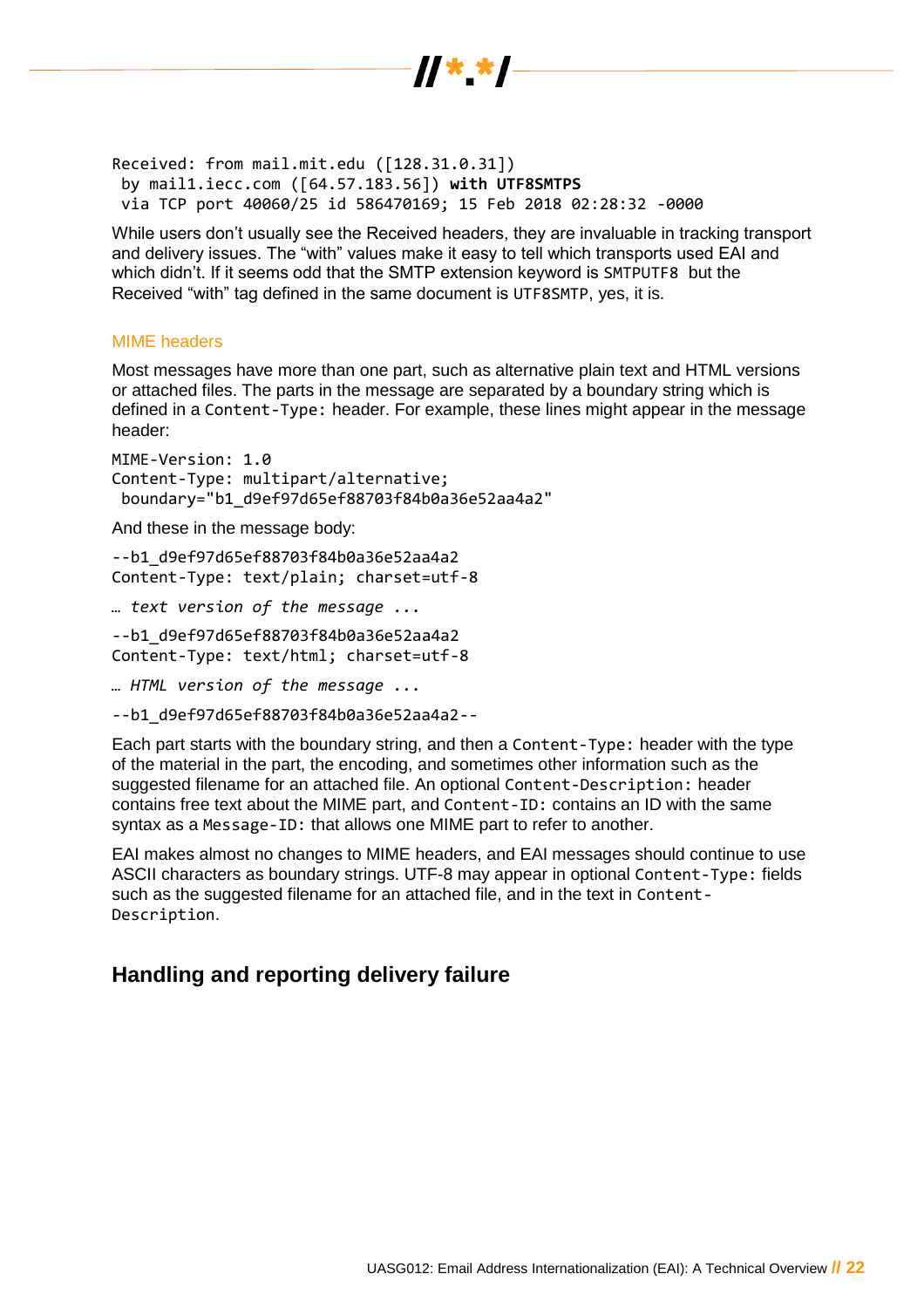```
Received: from mail.mit.edu ([128.31.0.31])
 by mail1.iecc.com ([64.57.183.56]) with UTF8SMTPS
 via TCP port 40060/25 id 586470169; 15 Feb 2018 02:28:32 -0000
```

While users don't usually see the Received headers, they are invaluable in tracking transport and delivery issues. The "with" values make it easy to tell which transports used EAI and which didn't. If it seems odd that the SMTP extension keyword is `SMTPUTF8` but the Received "with" tag defined in the same document is `UTF8SMTP`, yes, it is.

### MIME headers

Most messages have more than one part, such as alternative plain text and HTML versions or attached files. The parts in the message are separated by a boundary string which is defined in a `Content-Type:` header. For example, these lines might appear in the message header:

```
MIME-Version: 1.0
Content-Type: multipart/alternative;
 boundary="b1_d9ef97d65ef88703f84b0a36e52aa4a2"
```

And these in the message body:

```
--b1_d9ef97d65ef88703f84b0a36e52aa4a2
Content-Type: text/plain; charset=utf-8

… text version of the message ...

--b1_d9ef97d65ef88703f84b0a36e52aa4a2
Content-Type: text/html; charset=utf-8

… HTML version of the message ...

--b1_d9ef97d65ef88703f84b0a36e52aa4a2--
```

Each part starts with the boundary string, and then a `Content-Type:` header with the type of the material in the part, the encoding, and sometimes other information such as the suggested filename for an attached file. An optional `Content-Description:` header contains free text about the MIME part, and `Content-ID:` contains an ID with the same syntax as a `Message-ID:` that allows one MIME part to refer to another.

EAI makes almost no changes to MIME headers, and EAI messages should continue to use ASCII characters as boundary strings. UTF-8 may appear in optional `Content-Type:` fields such as the suggested filename for an attached file, and in the text in `Content-Description`.

## Handling and reporting delivery failure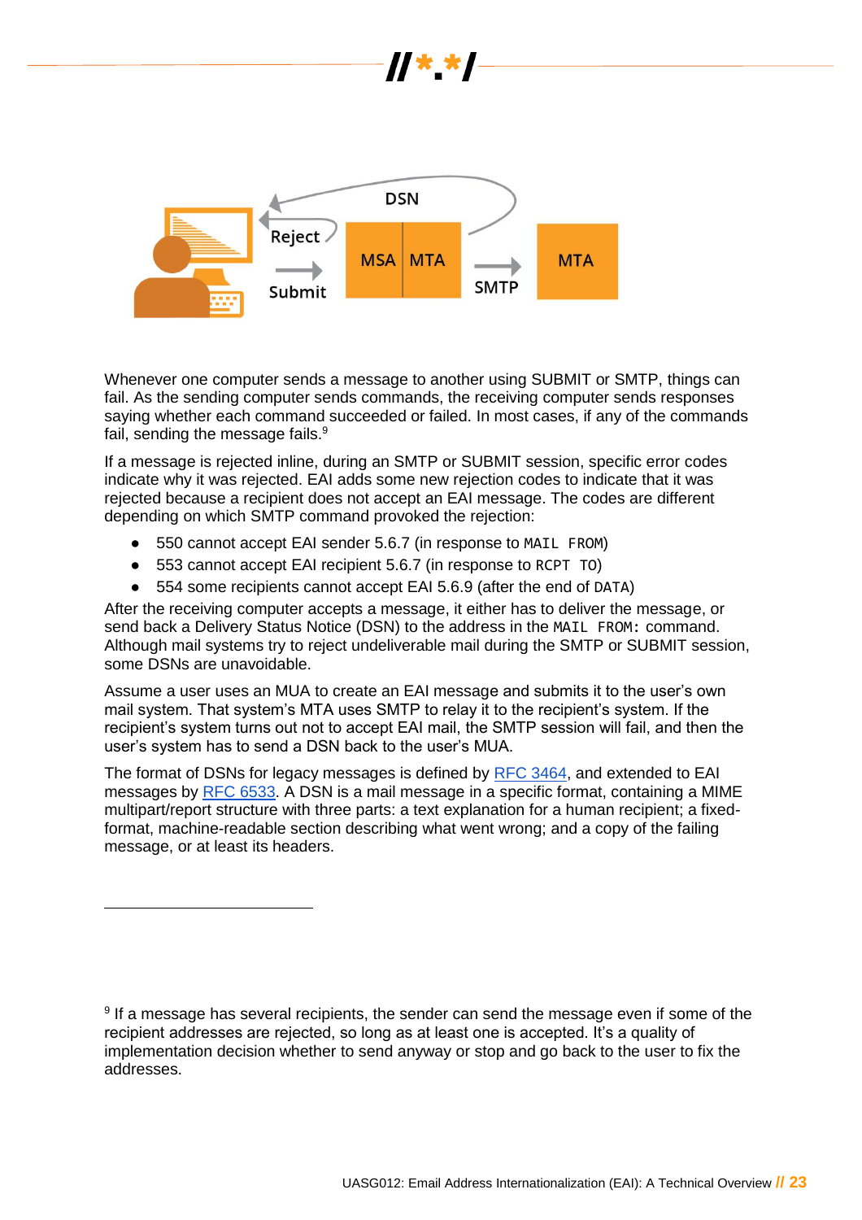Whenever one computer sends a message to another using SUBMIT or SMTP, things can fail. As the sending computer sends commands, the receiving computer sends responses saying whether each command succeeded or failed. In most cases, if any of the commands fail, sending the message fails.[9]

If a message is rejected inline, during an SMTP or SUBMIT session, specific error codes indicate why it was rejected. EAI adds some new rejection codes to indicate that it was rejected because a recipient does not accept an EAI message. The codes are different depending on which SMTP command provoked the rejection:

- 550 cannot accept EAI sender 5.6.7 (in response to `MAIL FROM`)
- 553 cannot accept EAI recipient 5.6.7 (in response to `RCPT TO`)
- 554 some recipients cannot accept EAI 5.6.9 (after the end of `DATA`)

After the receiving computer accepts a message, it either has to deliver the message, or send back a Delivery Status Notice (DSN) to the address in the `MAIL FROM:` command. Although mail systems try to reject undeliverable mail during the SMTP or SUBMIT session, some DSNs are unavoidable.

Assume a user uses an MUA to create an EAI message and submits it to the user's own mail system. That system's MTA uses SMTP to relay it to the recipient's system. If the recipient's system turns out not to accept EAI mail, the SMTP session will fail, and then the user's system has to send a DSN back to the user's MUA.

The format of DSNs for legacy messages is defined by RFC 3464, and extended to EAI messages by RFC 6533. A DSN is a mail message in a specific format, containing a MIME multipart/report structure with three parts: a text explanation for a human recipient; a fixed-format, machine-readable section describing what went wrong; and a copy of the failing message, or at least its headers.

[9] If a message has several recipients, the sender can send the message even if some of the recipient addresses are rejected, so long as at least one is accepted. It's a quality of implementation decision whether to send anyway or stop and go back to the user to fix the addresses.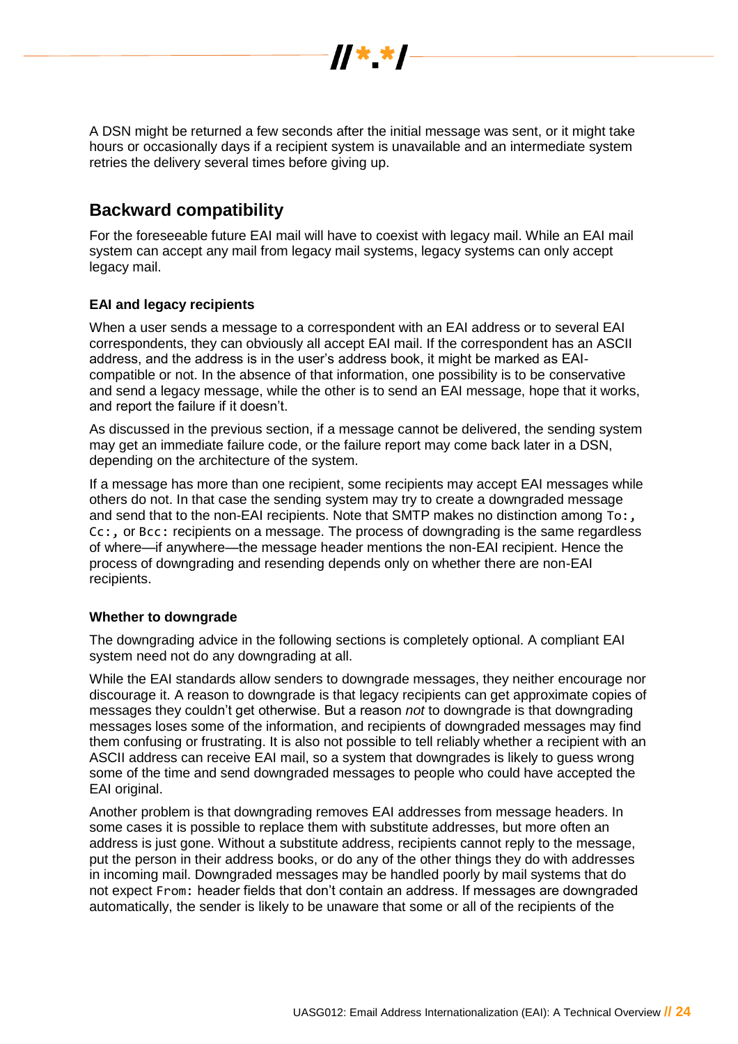A DSN might be returned a few seconds after the initial message was sent, or it might take hours or occasionally days if a recipient system is unavailable and an intermediate system retries the delivery several times before giving up.

## Backward compatibility

For the foreseeable future EAI mail will have to coexist with legacy mail. While an EAI mail system can accept any mail from legacy mail systems, legacy systems can only accept legacy mail.

#### EAI and legacy recipients

When a user sends a message to a correspondent with an EAI address or to several EAI correspondents, they can obviously all accept EAI mail. If the correspondent has an ASCII address, and the address is in the user's address book, it might be marked as EAI-compatible or not. In the absence of that information, one possibility is to be conservative and send a legacy message, while the other is to send an EAI message, hope that it works, and report the failure if it doesn't.

As discussed in the previous section, if a message cannot be delivered, the sending system may get an immediate failure code, or the failure report may come back later in a DSN, depending on the architecture of the system.

If a message has more than one recipient, some recipients may accept EAI messages while others do not. In that case the sending system may try to create a downgraded message and send that to the non-EAI recipients. Note that SMTP makes no distinction among `To:`, `Cc:`, or `Bcc:` recipients on a message. The process of downgrading is the same regardless of where—if anywhere—the message header mentions the non-EAI recipient. Hence the process of downgrading and resending depends only on whether there are non-EAI recipients.

#### Whether to downgrade

The downgrading advice in the following sections is completely optional. A compliant EAI system need not do any downgrading at all.

While the EAI standards allow senders to downgrade messages, they neither encourage nor discourage it. A reason to downgrade is that legacy recipients can get approximate copies of messages they couldn't get otherwise. But a reason *not* to downgrade is that downgrading messages loses some of the information, and recipients of downgraded messages may find them confusing or frustrating. It is also not possible to tell reliably whether a recipient with an ASCII address can receive EAI mail, so a system that downgrades is likely to guess wrong some of the time and send downgraded messages to people who could have accepted the EAI original.

Another problem is that downgrading removes EAI addresses from message headers. In some cases it is possible to replace them with substitute addresses, but more often an address is just gone. Without a substitute address, recipients cannot reply to the message, put the person in their address books, or do any of the other things they do with addresses in incoming mail. Downgraded messages may be handled poorly by mail systems that do not expect `From:` header fields that don't contain an address. If messages are downgraded automatically, the sender is likely to be unaware that some or all of the recipients of the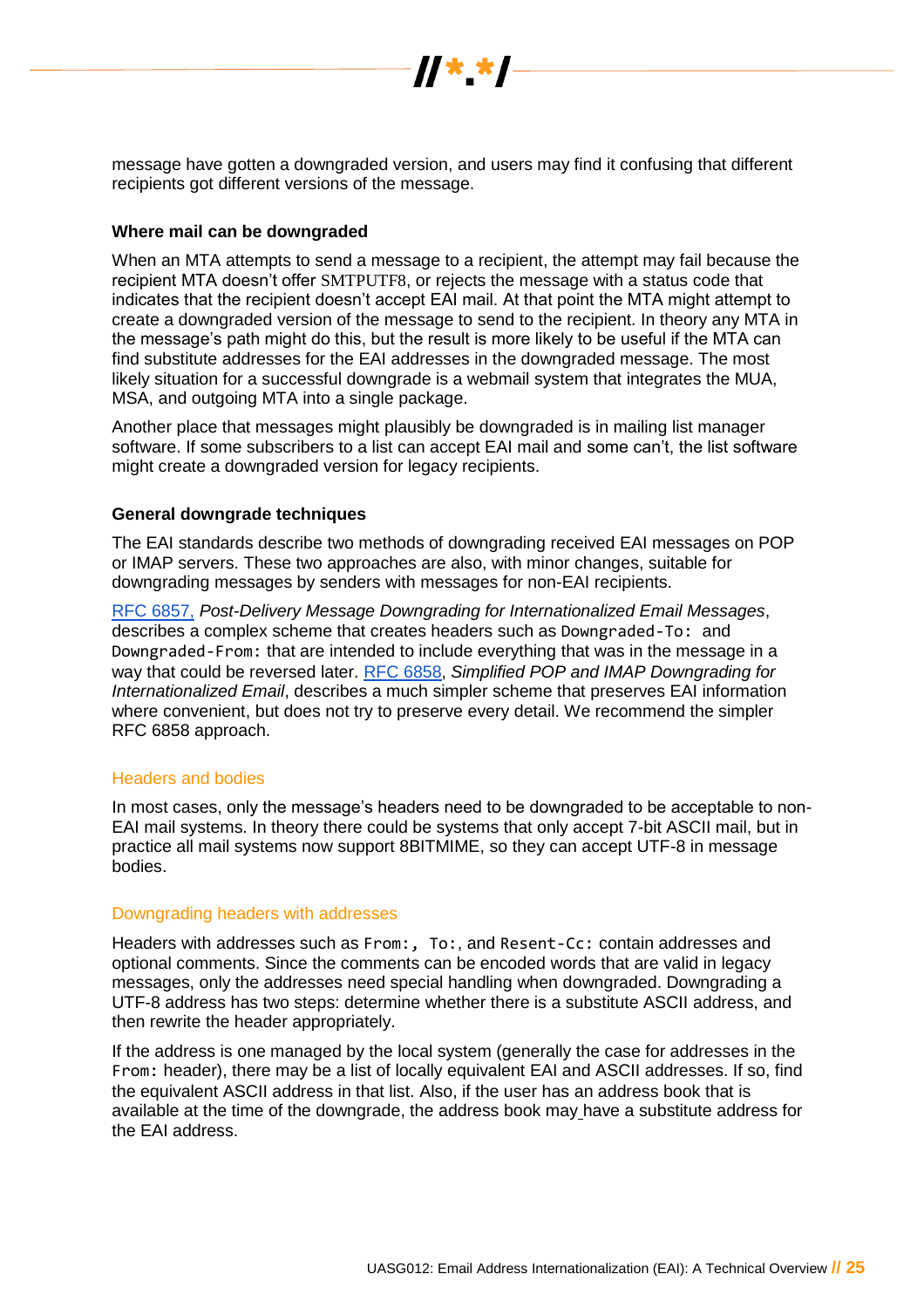message have gotten a downgraded version, and users may find it confusing that different recipients got different versions of the message.

### Where mail can be downgraded

When an MTA attempts to send a message to a recipient, the attempt may fail because the recipient MTA doesn't offer SMTPUTF8, or rejects the message with a status code that indicates that the recipient doesn't accept EAI mail. At that point the MTA might attempt to create a downgraded version of the message to send to the recipient. In theory any MTA in the message's path might do this, but the result is more likely to be useful if the MTA can find substitute addresses for the EAI addresses in the downgraded message. The most likely situation for a successful downgrade is a webmail system that integrates the MUA, MSA, and outgoing MTA into a single package.

Another place that messages might plausibly be downgraded is in mailing list manager software. If some subscribers to a list can accept EAI mail and some can't, the list software might create a downgraded version for legacy recipients.

### General downgrade techniques

The EAI standards describe two methods of downgrading received EAI messages on POP or IMAP servers. These two approaches are also, with minor changes, suitable for downgrading messages by senders with messages for non-EAI recipients.

RFC 6857, *Post-Delivery Message Downgrading for Internationalized Email Messages*, describes a complex scheme that creates headers such as `Downgraded-To:` and `Downgraded-From:` that are intended to include everything that was in the message in a way that could be reversed later. RFC 6858, *Simplified POP and IMAP Downgrading for Internationalized Email*, describes a much simpler scheme that preserves EAI information where convenient, but does not try to preserve every detail. We recommend the simpler RFC 6858 approach.

#### Headers and bodies

In most cases, only the message's headers need to be downgraded to be acceptable to non-EAI mail systems. In theory there could be systems that only accept 7-bit ASCII mail, but in practice all mail systems now support 8BITMIME, so they can accept UTF-8 in message bodies.

#### Downgrading headers with addresses

Headers with addresses such as `From:`, `To:`, and `Resent-Cc:` contain addresses and optional comments. Since the comments can be encoded words that are valid in legacy messages, only the addresses need special handling when downgraded. Downgrading a UTF-8 address has two steps: determine whether there is a substitute ASCII address, and then rewrite the header appropriately.

If the address is one managed by the local system (generally the case for addresses in the `From:` header), there may be a list of locally equivalent EAI and ASCII addresses. If so, find the equivalent ASCII address in that list. Also, if the user has an address book that is available at the time of the downgrade, the address book may have a substitute address for the EAI address.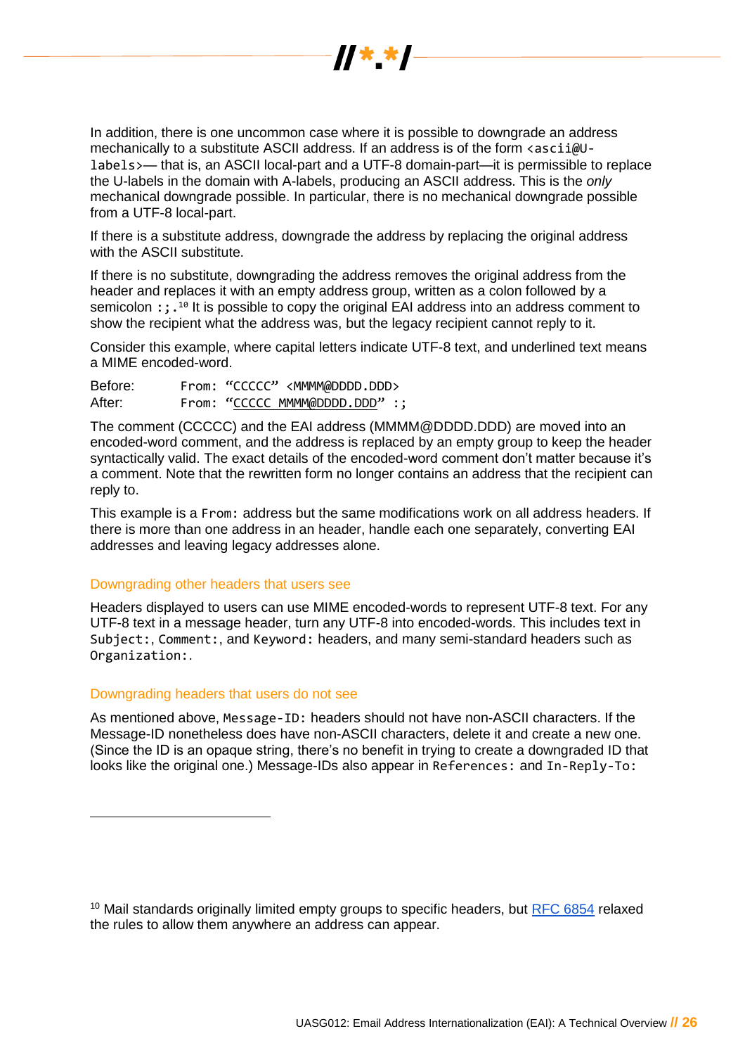In addition, there is one uncommon case where it is possible to downgrade an address mechanically to a substitute ASCII address. If an address is of the form `<ascii@U-labels>`— that is, an ASCII local-part and a UTF-8 domain-part—it is permissible to replace the U-labels in the domain with A-labels, producing an ASCII address. This is the *only* mechanical downgrade possible. In particular, there is no mechanical downgrade possible from a UTF-8 local-part.

If there is a substitute address, downgrade the address by replacing the original address with the ASCII substitute.

If there is no substitute, downgrading the address removes the original address from the header and replaces it with an empty address group, written as a colon followed by a semicolon `:;`.[10] It is possible to copy the original EAI address into an address comment to show the recipient what the address was, but the legacy recipient cannot reply to it.

Consider this example, where capital letters indicate UTF-8 text, and underlined text means a MIME encoded-word.

| | |
|---|---|
| Before: | `From: "CCCCC" <MMMM@DDDD.DDD>` |
| After: | `From: "CCCCC MMMM@DDDD.DDD" :;` |

The comment (CCCCC) and the EAI address (MMMM@DDDD.DDD) are moved into an encoded-word comment, and the address is replaced by an empty group to keep the header syntactically valid. The exact details of the encoded-word comment don't matter because it's a comment. Note that the rewritten form no longer contains an address that the recipient can reply to.

This example is a `From:` address but the same modifications work on all address headers. If there is more than one address in an header, handle each one separately, converting EAI addresses and leaving legacy addresses alone.

### Downgrading other headers that users see

Headers displayed to users can use MIME encoded-words to represent UTF-8 text. For any UTF-8 text in a message header, turn any UTF-8 into encoded-words. This includes text in `Subject:`, `Comment:`, and `Keyword:` headers, and many semi-standard headers such as `Organization:`.

### Downgrading headers that users do not see

As mentioned above, `Message-ID:` headers should not have non-ASCII characters. If the Message-ID nonetheless does have non-ASCII characters, delete it and create a new one. (Since the ID is an opaque string, there's no benefit in trying to create a downgraded ID that looks like the original one.) Message-IDs also appear in `References:` and `In-Reply-To:`

---

[10] Mail standards originally limited empty groups to specific headers, but [RFC 6854](https://www.rfc-editor.org/rfc/rfc6854) relaxed the rules to allow them anywhere an address can appear.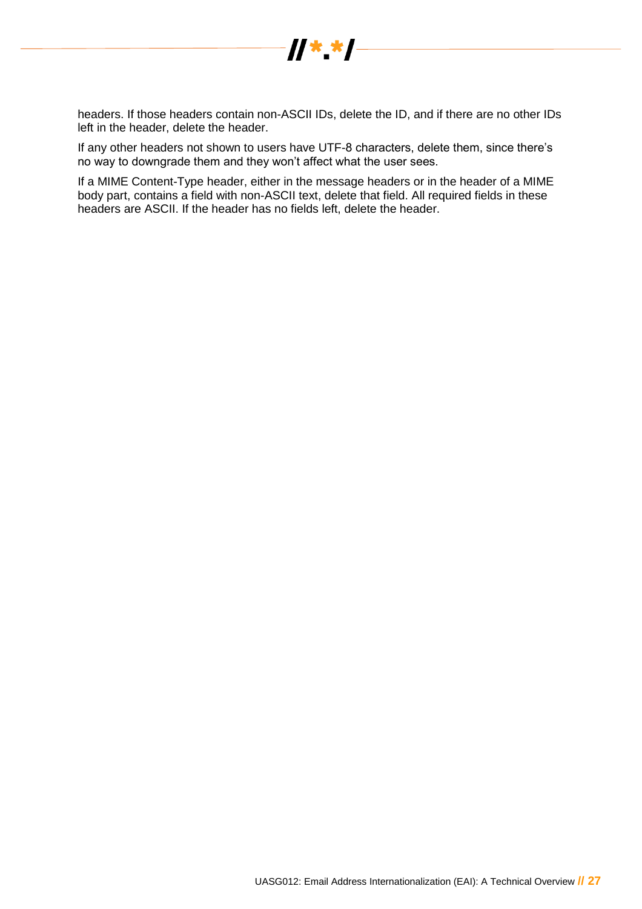headers. If those headers contain non-ASCII IDs, delete the ID, and if there are no other IDs left in the header, delete the header.

If any other headers not shown to users have UTF-8 characters, delete them, since there's no way to downgrade them and they won't affect what the user sees.

If a MIME Content-Type header, either in the message headers or in the header of a MIME body part, contains a field with non-ASCII text, delete that field. All required fields in these headers are ASCII. If the header has no fields left, delete the header.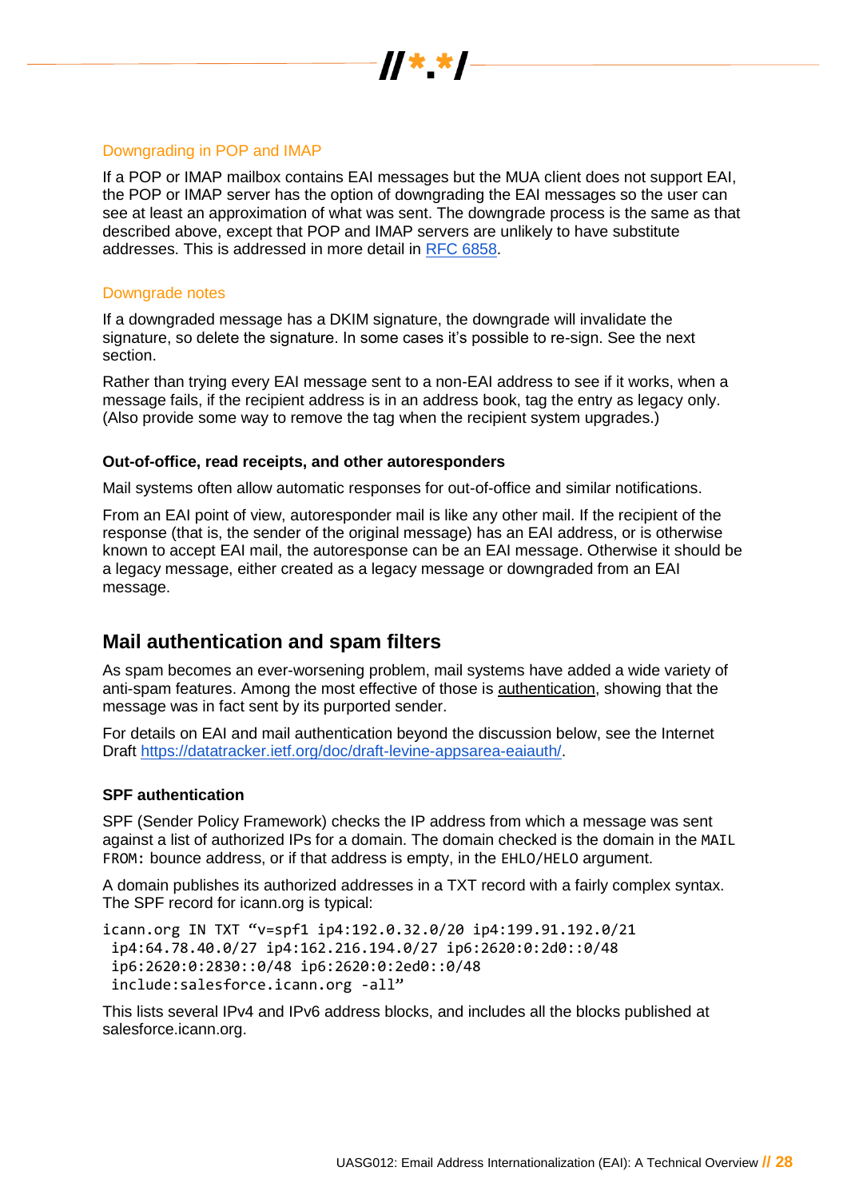### Downgrading in POP and IMAP

If a POP or IMAP mailbox contains EAI messages but the MUA client does not support EAI, the POP or IMAP server has the option of downgrading the EAI messages so the user can see at least an approximation of what was sent. The downgrade process is the same as that described above, except that POP and IMAP servers are unlikely to have substitute addresses. This is addressed in more detail in [RFC 6858](RFC 6858).

### Downgrade notes

If a downgraded message has a DKIM signature, the downgrade will invalidate the signature, so delete the signature. In some cases it's possible to re-sign. See the next section.

Rather than trying every EAI message sent to a non-EAI address to see if it works, when a message fails, if the recipient address is in an address book, tag the entry as legacy only. (Also provide some way to remove the tag when the recipient system upgrades.)

#### Out-of-office, read receipts, and other autoresponders

Mail systems often allow automatic responses for out-of-office and similar notifications.

From an EAI point of view, autoresponder mail is like any other mail. If the recipient of the response (that is, the sender of the original message) has an EAI address, or is otherwise known to accept EAI mail, the autoresponse can be an EAI message. Otherwise it should be a legacy message, either created as a legacy message or downgraded from an EAI message.

## Mail authentication and spam filters

As spam becomes an ever-worsening problem, mail systems have added a wide variety of anti-spam features. Among the most effective of those is authentication, showing that the message was in fact sent by its purported sender.

For details on EAI and mail authentication beyond the discussion below, see the Internet Draft https://datatracker.ietf.org/doc/draft-levine-appsarea-eaiauth/.

#### SPF authentication

SPF (Sender Policy Framework) checks the IP address from which a message was sent against a list of authorized IPs for a domain. The domain checked is the domain in the `MAIL FROM:` bounce address, or if that address is empty, in the `EHLO/HELO` argument.

A domain publishes its authorized addresses in a TXT record with a fairly complex syntax. The SPF record for icann.org is typical:

```
icann.org IN TXT "v=spf1 ip4:192.0.32.0/20 ip4:199.91.192.0/21
 ip4:64.78.40.0/27 ip4:162.216.194.0/27 ip6:2620:0:2d0::0/48
 ip6:2620:0:2830::0/48 ip6:2620:0:2ed0::0/48
 include:salesforce.icann.org -all"
```

This lists several IPv4 and IPv6 address blocks, and includes all the blocks published at salesforce.icann.org.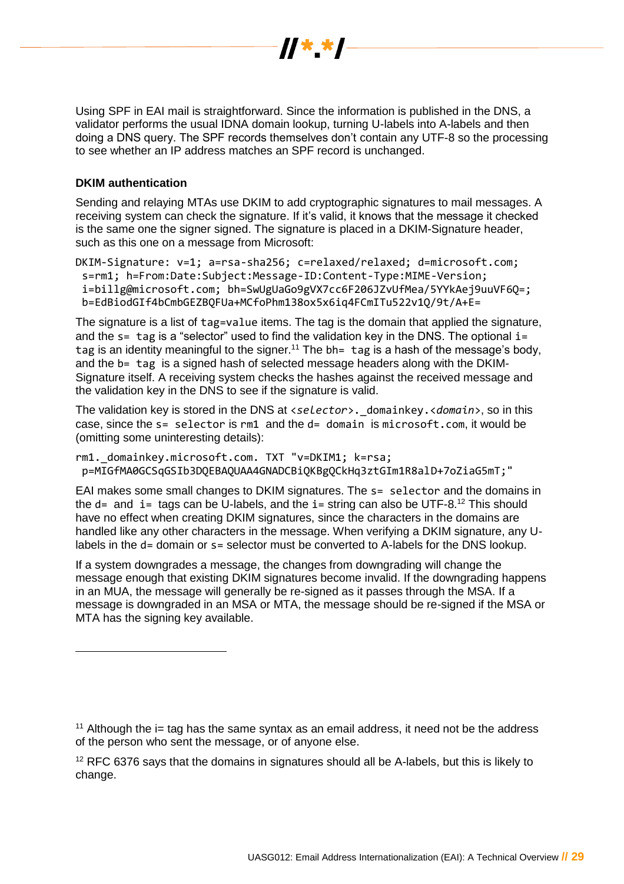Using SPF in EAI mail is straightforward. Since the information is published in the DNS, a validator performs the usual IDNA domain lookup, turning U-labels into A-labels and then doing a DNS query. The SPF records themselves don't contain any UTF-8 so the processing to see whether an IP address matches an SPF record is unchanged.

**DKIM authentication**

Sending and relaying MTAs use DKIM to add cryptographic signatures to mail messages. A receiving system can check the signature. If it's valid, it knows that the message it checked is the same one the signer signed. The signature is placed in a DKIM-Signature header, such as this one on a message from Microsoft:

```
DKIM-Signature: v=1; a=rsa-sha256; c=relaxed/relaxed; d=microsoft.com;
 s=rm1; h=From:Date:Subject:Message-ID:Content-Type:MIME-Version;
 i=billg@microsoft.com; bh=SwUgUaGo9gVX7cc6F206JZvUfMea/5YYkAej9uuVF6Q=;
 b=EdBiodGIf4bCmbGEZBQFUa+MCfoPhm138ox5x6iq4FCmITu522v1Q/9t/A+E=
```

The signature is a list of `tag=value` items. The tag is the domain that applied the signature, and the `s= tag` is a "selector" used to find the validation key in the DNS. The optional `i= tag` is an identity meaningful to the signer.[11] The `bh= tag` is a hash of the message's body, and the `b= tag` is a signed hash of selected message headers along with the DKIM-Signature itself. A receiving system checks the hashes against the received message and the validation key in the DNS to see if the signature is valid.

The validation key is stored in the DNS at `<selector>._domainkey.<domain>`, so in this case, since the `s= selector` is `rm1` and the `d= domain` is `microsoft.com`, it would be (omitting some uninteresting details):

```
rm1._domainkey.microsoft.com. TXT "v=DKIM1; k=rsa;
 p=MIGfMA0GCSqGSIb3DQEBAQUAA4GNADCBiQKBgQCkHq3ztGIm1R8alD+7oZiaG5mT;"
```

EAI makes some small changes to DKIM signatures. The `s= selector` and the domains in the `d=` and `i=` tags can be U-labels, and the `i=` string can also be UTF-8.[12] This should have no effect when creating DKIM signatures, since the characters in the domains are handled like any other characters in the message. When verifying a DKIM signature, any U-labels in the `d=` domain or `s=` selector must be converted to A-labels for the DNS lookup.

If a system downgrades a message, the changes from downgrading will change the message enough that existing DKIM signatures become invalid. If the downgrading happens in an MUA, the message will generally be re-signed as it passes through the MSA. If a message is downgraded in an MSA or MTA, the message should be re-signed if the MSA or MTA has the signing key available.

---

[11] Although the i= tag has the same syntax as an email address, it need not be the address of the person who sent the message, or of anyone else.

[12] RFC 6376 says that the domains in signatures should all be A-labels, but this is likely to change.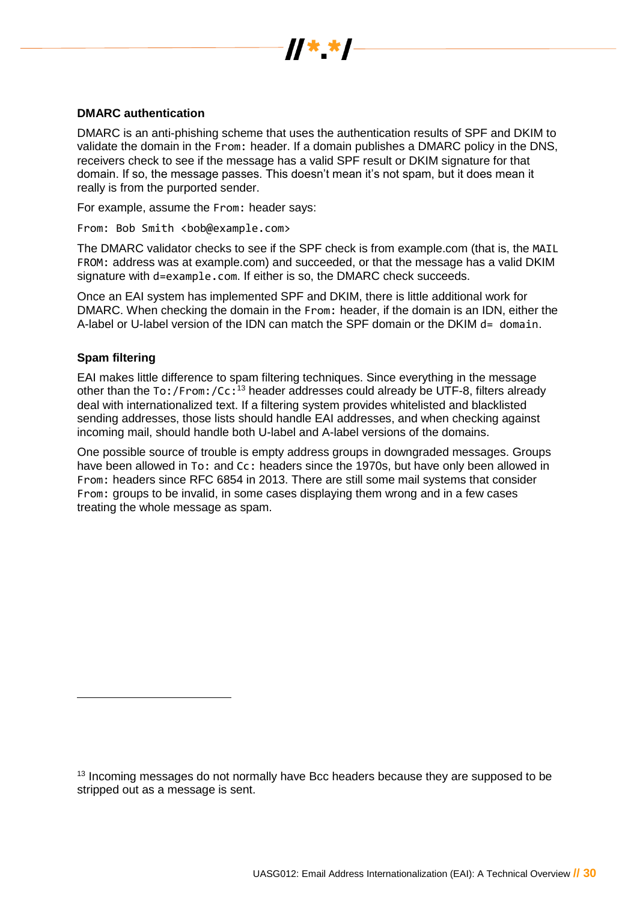### DMARC authentication

DMARC is an anti-phishing scheme that uses the authentication results of SPF and DKIM to validate the domain in the `From:` header. If a domain publishes a DMARC policy in the DNS, receivers check to see if the message has a valid SPF result or DKIM signature for that domain. If so, the message passes. This doesn't mean it's not spam, but it does mean it really is from the purported sender.

For example, assume the `From:` header says:

```
From: Bob Smith <bob@example.com>
```

The DMARC validator checks to see if the SPF check is from example.com (that is, the `MAIL FROM:` address was at example.com) and succeeded, or that the message has a valid DKIM signature with `d=example.com`. If either is so, the DMARC check succeeds.

Once an EAI system has implemented SPF and DKIM, there is little additional work for DMARC. When checking the domain in the `From:` header, if the domain is an IDN, either the A-label or U-label version of the IDN can match the SPF domain or the DKIM `d= domain`.

### Spam filtering

EAI makes little difference to spam filtering techniques. Since everything in the message other than the `To:/From:/Cc:`[13] header addresses could already be UTF-8, filters already deal with internationalized text. If a filtering system provides whitelisted and blacklisted sending addresses, those lists should handle EAI addresses, and when checking against incoming mail, should handle both U-label and A-label versions of the domains.

One possible source of trouble is empty address groups in downgraded messages. Groups have been allowed in `To:` and `Cc:` headers since the 1970s, but have only been allowed in `From:` headers since RFC 6854 in 2013. There are still some mail systems that consider `From:` groups to be invalid, in some cases displaying them wrong and in a few cases treating the whole message as spam.

[13] Incoming messages do not normally have Bcc headers because they are supposed to be stripped out as a message is sent.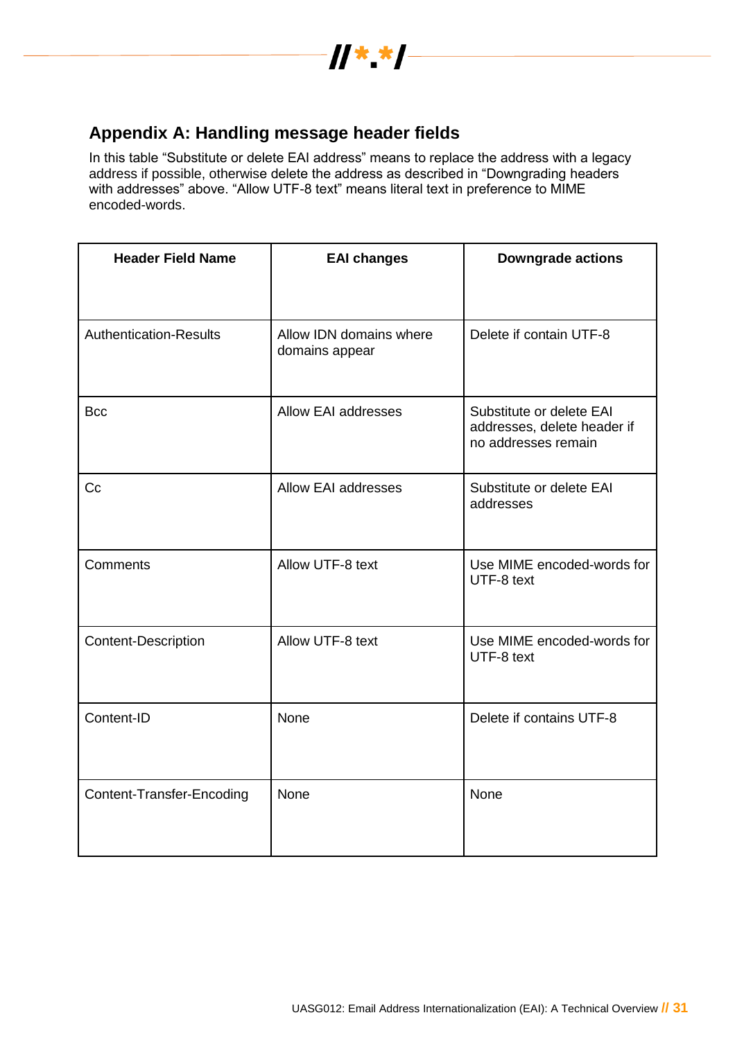## Appendix A: Handling message header fields

In this table “Substitute or delete EAI address” means to replace the address with a legacy address if possible, otherwise delete the address as described in “Downgrading headers with addresses” above. “Allow UTF-8 text” means literal text in preference to MIME encoded-words.

| Header Field Name | EAI changes | Downgrade actions |
|---|---|---|
| Authentication-Results | Allow IDN domains where domains appear | Delete if contain UTF-8 |
| Bcc | Allow EAI addresses | Substitute or delete EAI addresses, delete header if no addresses remain |
| Cc | Allow EAI addresses | Substitute or delete EAI addresses |
| Comments | Allow UTF-8 text | Use MIME encoded-words for UTF-8 text |
| Content-Description | Allow UTF-8 text | Use MIME encoded-words for UTF-8 text |
| Content-ID | None | Delete if contains UTF-8 |
| Content-Transfer-Encoding | None | None |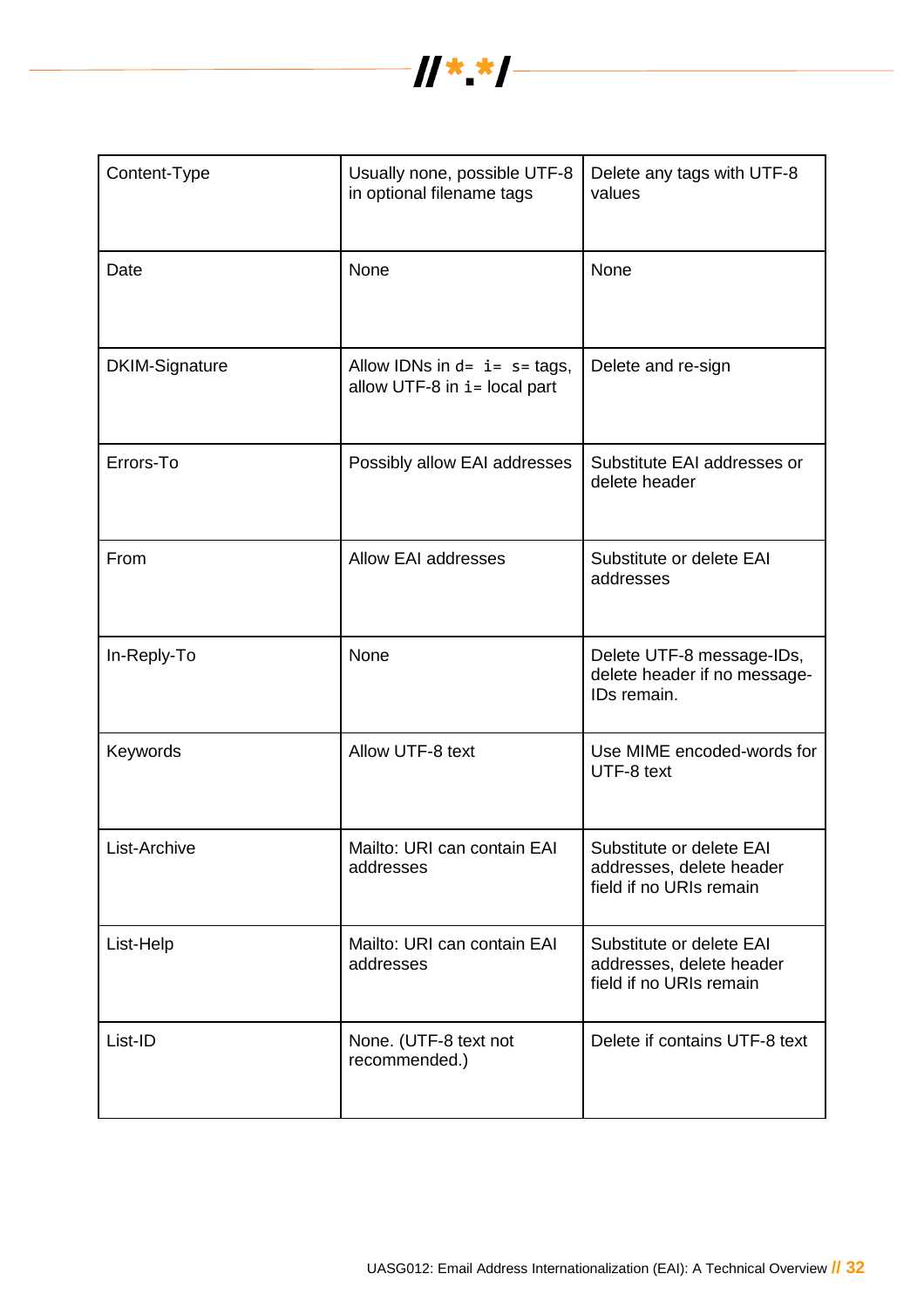| Content-Type | Usually none, possible UTF-8 in optional filename tags | Delete any tags with UTF-8 values |
|---|---|---|
| Date | None | None |
| DKIM-Signature | Allow IDNs in `d=` `i=` `s=` tags, allow UTF-8 in `i=` local part | Delete and re-sign |
| Errors-To | Possibly allow EAI addresses | Substitute EAI addresses or delete header |
| From | Allow EAI addresses | Substitute or delete EAI addresses |
| In-Reply-To | None | Delete UTF-8 message-IDs, delete header if no message-IDs remain. |
| Keywords | Allow UTF-8 text | Use MIME encoded-words for UTF-8 text |
| List-Archive | Mailto: URI can contain EAI addresses | Substitute or delete EAI addresses, delete header field if no URIs remain |
| List-Help | Mailto: URI can contain EAI addresses | Substitute or delete EAI addresses, delete header field if no URIs remain |
| List-ID | None. (UTF-8 text not recommended.) | Delete if contains UTF-8 text |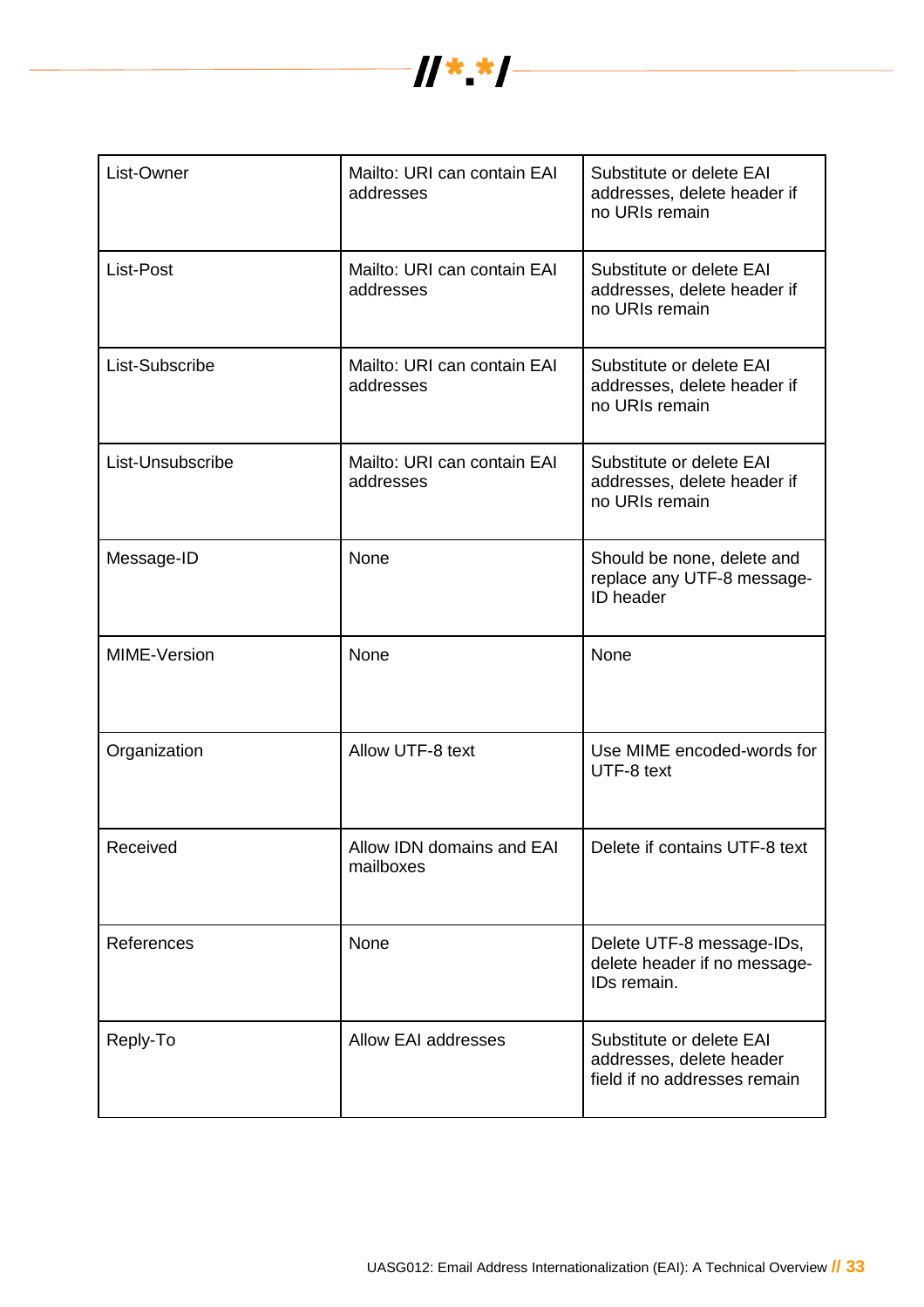| List-Owner | Mailto: URI can contain EAI addresses | Substitute or delete EAI addresses, delete header if no URIs remain |
|---|---|---|
| List-Post | Mailto: URI can contain EAI addresses | Substitute or delete EAI addresses, delete header if no URIs remain |
| List-Subscribe | Mailto: URI can contain EAI addresses | Substitute or delete EAI addresses, delete header if no URIs remain |
| List-Unsubscribe | Mailto: URI can contain EAI addresses | Substitute or delete EAI addresses, delete header if no URIs remain |
| Message-ID | None | Should be none, delete and replace any UTF-8 message-ID header |
| MIME-Version | None | None |
| Organization | Allow UTF-8 text | Use MIME encoded-words for UTF-8 text |
| Received | Allow IDN domains and EAI mailboxes | Delete if contains UTF-8 text |
| References | None | Delete UTF-8 message-IDs, delete header if no message-IDs remain. |
| Reply-To | Allow EAI addresses | Substitute or delete EAI addresses, delete header field if no addresses remain |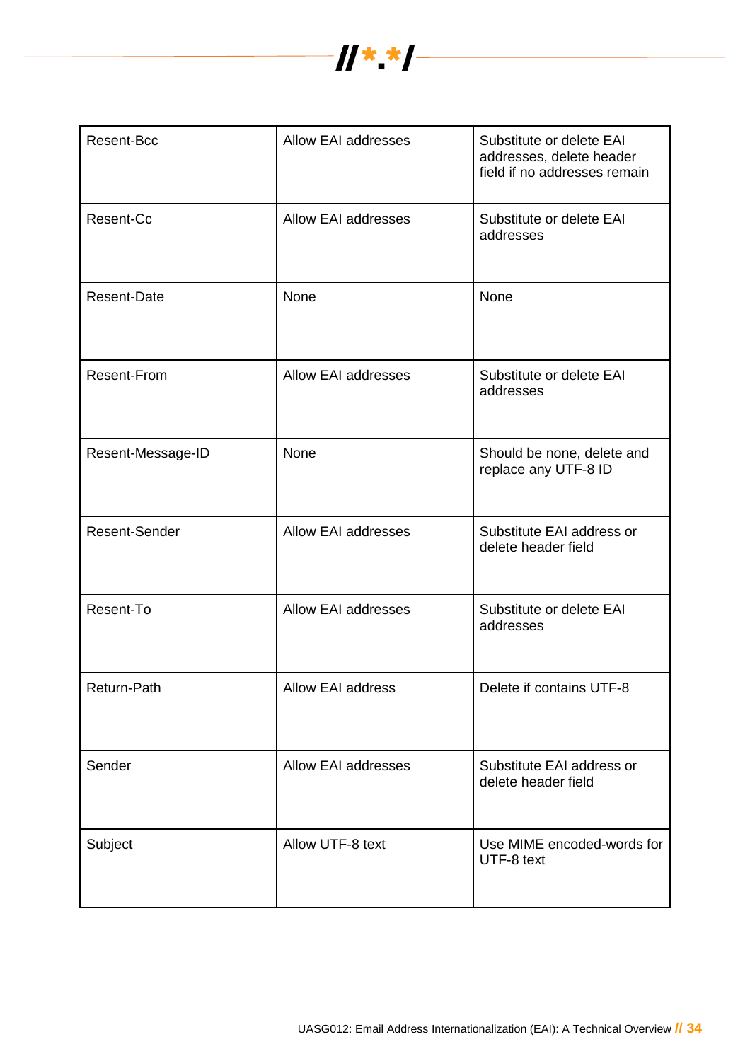| Resent-Bcc | Allow EAI addresses | Substitute or delete EAI addresses, delete header field if no addresses remain |
|---|---|---|
| Resent-Cc | Allow EAI addresses | Substitute or delete EAI addresses |
| Resent-Date | None | None |
| Resent-From | Allow EAI addresses | Substitute or delete EAI addresses |
| Resent-Message-ID | None | Should be none, delete and replace any UTF-8 ID |
| Resent-Sender | Allow EAI addresses | Substitute EAI address or delete header field |
| Resent-To | Allow EAI addresses | Substitute or delete EAI addresses |
| Return-Path | Allow EAI address | Delete if contains UTF-8 |
| Sender | Allow EAI addresses | Substitute EAI address or delete header field |
| Subject | Allow UTF-8 text | Use MIME encoded-words for UTF-8 text |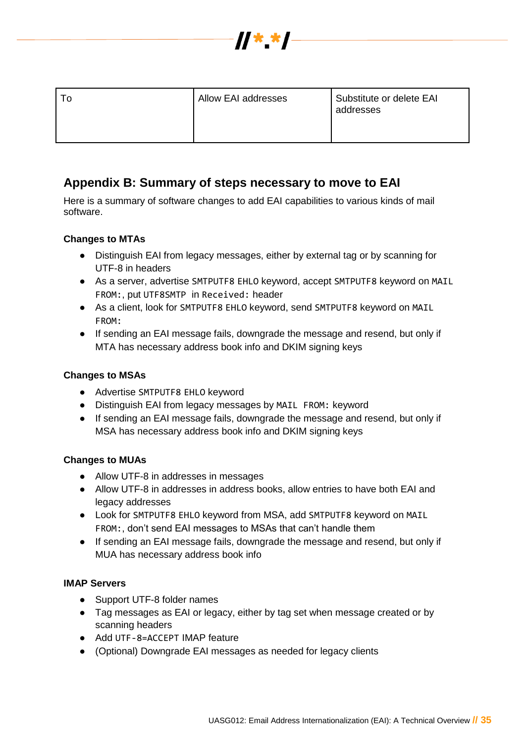| To | Allow EAI addresses | Substitute or delete EAI addresses |
|---|---|---|

## Appendix B: Summary of steps necessary to move to EAI

Here is a summary of software changes to add EAI capabilities to various kinds of mail software.

**Changes to MTAs**

- Distinguish EAI from legacy messages, either by external tag or by scanning for UTF-8 in headers
- As a server, advertise `SMTPUTF8 EHLO` keyword, accept `SMTPUTF8` keyword on `MAIL FROM:`, put `UTF8SMTP` in `Received:` header
- As a client, look for `SMTPUTF8 EHLO` keyword, send `SMTPUTF8` keyword on `MAIL FROM:`
- If sending an EAI message fails, downgrade the message and resend, but only if MTA has necessary address book info and DKIM signing keys

**Changes to MSAs**

- Advertise `SMTPUTF8 EHLO` keyword
- Distinguish EAI from legacy messages by `MAIL FROM:` keyword
- If sending an EAI message fails, downgrade the message and resend, but only if MSA has necessary address book info and DKIM signing keys

**Changes to MUAs**

- Allow UTF-8 in addresses in messages
- Allow UTF-8 in addresses in address books, allow entries to have both EAI and legacy addresses
- Look for `SMTPUTF8 EHLO` keyword from MSA, add `SMTPUTF8` keyword on `MAIL FROM:`, don't send EAI messages to MSAs that can't handle them
- If sending an EAI message fails, downgrade the message and resend, but only if MUA has necessary address book info

**IMAP Servers**

- Support UTF-8 folder names
- Tag messages as EAI or legacy, either by tag set when message created or by scanning headers
- Add `UTF-8=ACCEPT` IMAP feature
- (Optional) Downgrade EAI messages as needed for legacy clients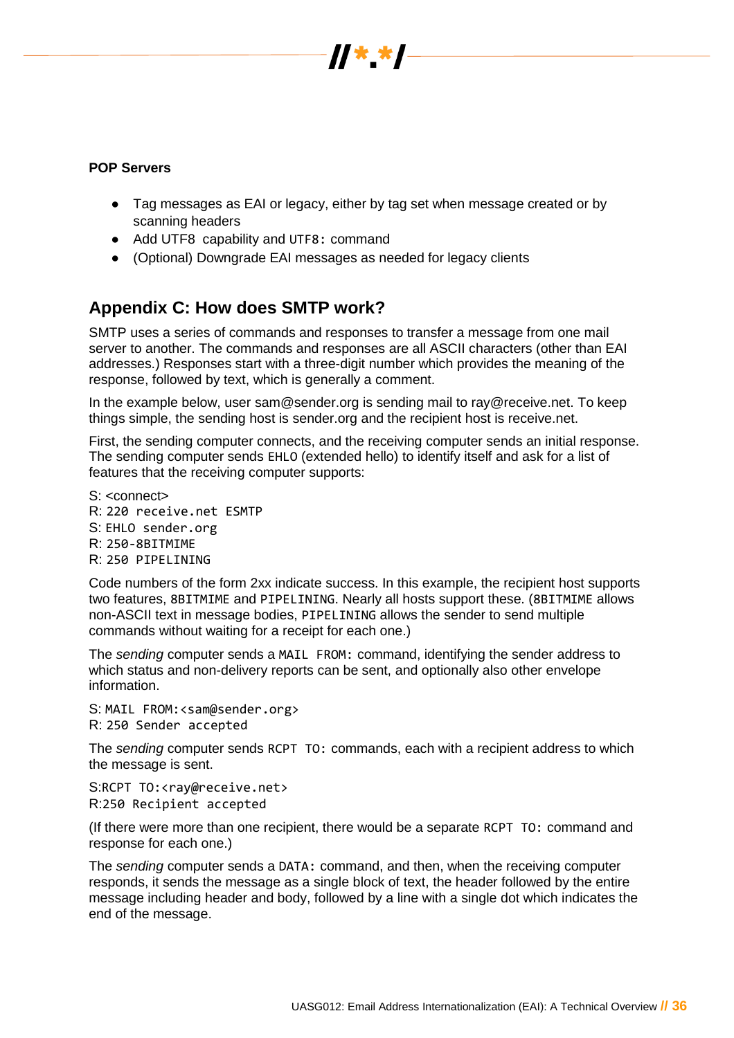**POP Servers**

- Tag messages as EAI or legacy, either by tag set when message created or by scanning headers
- Add UTF8 capability and `UTF8:` command
- (Optional) Downgrade EAI messages as needed for legacy clients

## Appendix C: How does SMTP work?

SMTP uses a series of commands and responses to transfer a message from one mail server to another. The commands and responses are all ASCII characters (other than EAI addresses.) Responses start with a three-digit number which provides the meaning of the response, followed by text, which is generally a comment.

In the example below, user sam@sender.org is sending mail to ray@receive.net. To keep things simple, the sending host is sender.org and the recipient host is receive.net.

First, the sending computer connects, and the receiving computer sends an initial response. The sending computer sends `EHLO` (extended hello) to identify itself and ask for a list of features that the receiving computer supports:

```
S: <connect>
R: 220 receive.net ESMTP
S: EHLO sender.org
R: 250-8BITMIME
R: 250 PIPELINING
```

Code numbers of the form 2xx indicate success. In this example, the recipient host supports two features, `8BITMIME` and `PIPELINING`. Nearly all hosts support these. (`8BITMIME` allows non-ASCII text in message bodies, `PIPELINING` allows the sender to send multiple commands without waiting for a receipt for each one.)

The *sending* computer sends a `MAIL FROM:` command, identifying the sender address to which status and non-delivery reports can be sent, and optionally also other envelope information.

```
S: MAIL FROM:<sam@sender.org>
R: 250 Sender accepted
```

The *sending* computer sends `RCPT TO:` commands, each with a recipient address to which the message is sent.

```
S:RCPT TO:<ray@receive.net>
R:250 Recipient accepted
```

(If there were more than one recipient, there would be a separate `RCPT TO:` command and response for each one.)

The *sending* computer sends a `DATA:` command, and then, when the receiving computer responds, it sends the message as a single block of text, the header followed by the entire message including header and body, followed by a line with a single dot which indicates the end of the message.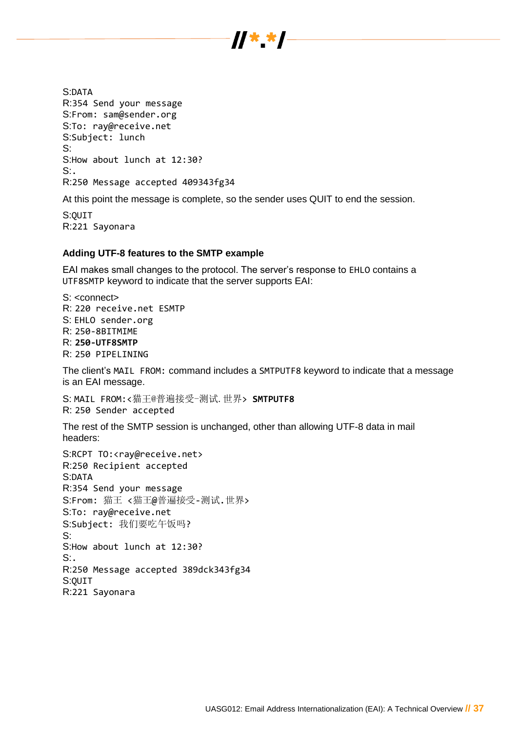S:DATA
R:354 Send your message
S:From: sam@sender.org
S:To: ray@receive.net
S:Subject: lunch
S:
S:How about lunch at 12:30?
S:.
R:250 Message accepted 409343fg34

At this point the message is complete, so the sender uses QUIT to end the session.

S:QUIT
R:221 Sayonara

### Adding UTF-8 features to the SMTP example

EAI makes small changes to the protocol. The server's response to `EHLO` contains a `UTF8SMTP` keyword to indicate that the server supports EAI:

S: <connect>
R: 220 receive.net ESMTP
S: EHLO sender.org
R: 250-8BITMIME
R: **250-UTF8SMTP**
R: 250 PIPELINING

The client's `MAIL FROM:` command includes a `SMTPUTF8` keyword to indicate that a message is an EAI message.

S: MAIL FROM:<猫王@普遍接受-测试.世界> **SMTPUTF8**
R: 250 Sender accepted

The rest of the SMTP session is unchanged, other than allowing UTF-8 data in mail headers:

S:RCPT TO:<ray@receive.net>
R:250 Recipient accepted
S:DATA
R:354 Send your message
S:From: 猫王 <猫王@普遍接受-测试.世界>
S:To: ray@receive.net
S:Subject: 我们要吃午饭吗?
S:
S:How about lunch at 12:30?
S:.
R:250 Message accepted 389dck343fg34
S:QUIT
R:221 Sayonara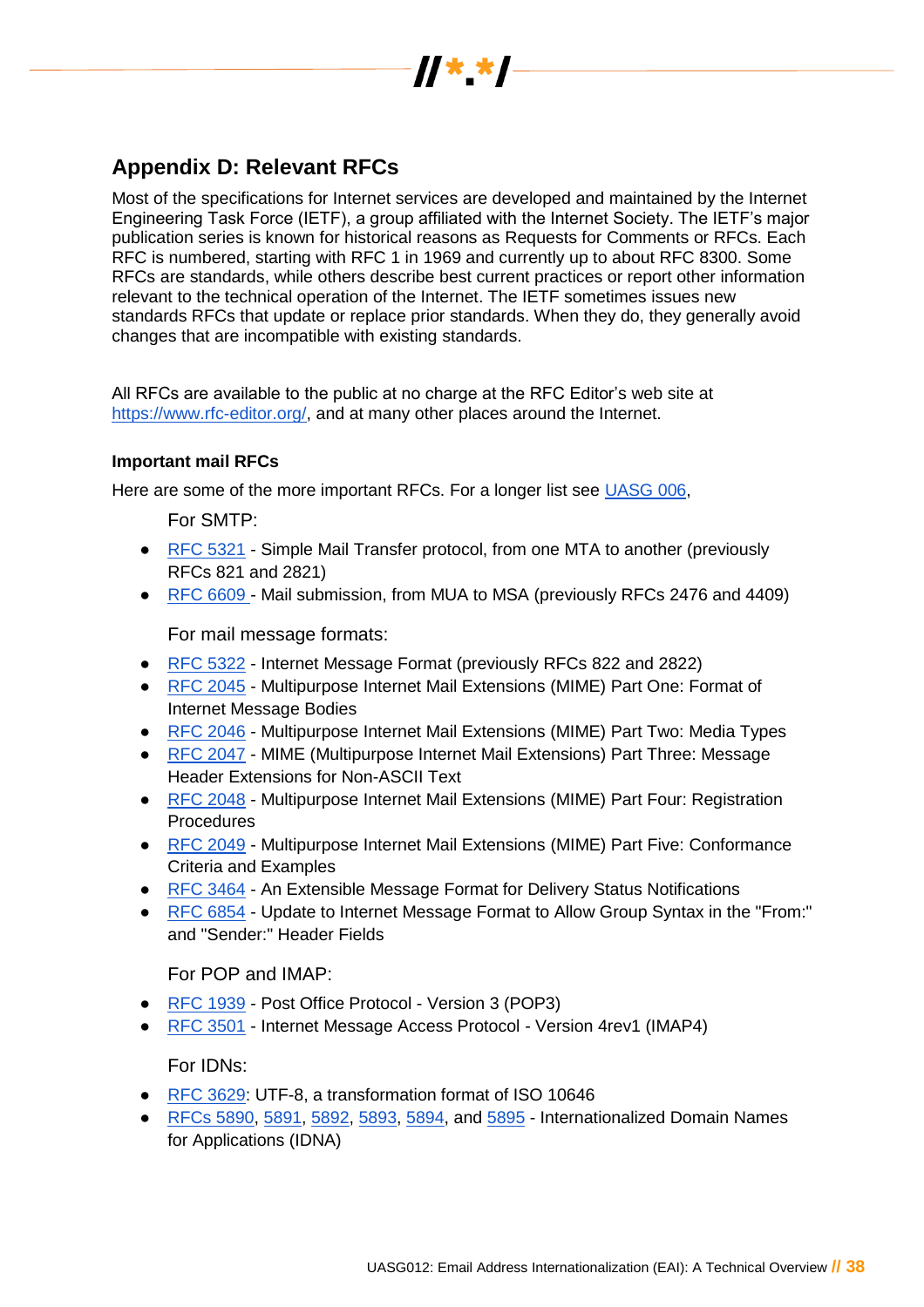## Appendix D: Relevant RFCs

Most of the specifications for Internet services are developed and maintained by the Internet Engineering Task Force (IETF), a group affiliated with the Internet Society. The IETF's major publication series is known for historical reasons as Requests for Comments or RFCs. Each RFC is numbered, starting with RFC 1 in 1969 and currently up to about RFC 8300. Some RFCs are standards, while others describe best current practices or report other information relevant to the technical operation of the Internet. The IETF sometimes issues new standards RFCs that update or replace prior standards. When they do, they generally avoid changes that are incompatible with existing standards.

All RFCs are available to the public at no charge at the RFC Editor's web site at https://www.rfc-editor.org/, and at many other places around the Internet.

#### Important mail RFCs

Here are some of the more important RFCs. For a longer list see UASG 006,

For SMTP:

- RFC 5321 - Simple Mail Transfer protocol, from one MTA to another (previously RFCs 821 and 2821)
- RFC 6609 - Mail submission, from MUA to MSA (previously RFCs 2476 and 4409)

For mail message formats:

- RFC 5322 - Internet Message Format (previously RFCs 822 and 2822)
- RFC 2045 - Multipurpose Internet Mail Extensions (MIME) Part One: Format of Internet Message Bodies
- RFC 2046 - Multipurpose Internet Mail Extensions (MIME) Part Two: Media Types
- RFC 2047 - MIME (Multipurpose Internet Mail Extensions) Part Three: Message Header Extensions for Non-ASCII Text
- RFC 2048 - Multipurpose Internet Mail Extensions (MIME) Part Four: Registration Procedures
- RFC 2049 - Multipurpose Internet Mail Extensions (MIME) Part Five: Conformance Criteria and Examples
- RFC 3464 - An Extensible Message Format for Delivery Status Notifications
- RFC 6854 - Update to Internet Message Format to Allow Group Syntax in the "From:" and "Sender:" Header Fields

For POP and IMAP:

- RFC 1939 - Post Office Protocol - Version 3 (POP3)
- RFC 3501 - Internet Message Access Protocol - Version 4rev1 (IMAP4)

For IDNs:

- RFC 3629: UTF-8, a transformation format of ISO 10646
- RFCs 5890, 5891, 5892, 5893, 5894, and 5895 - Internationalized Domain Names for Applications (IDNA)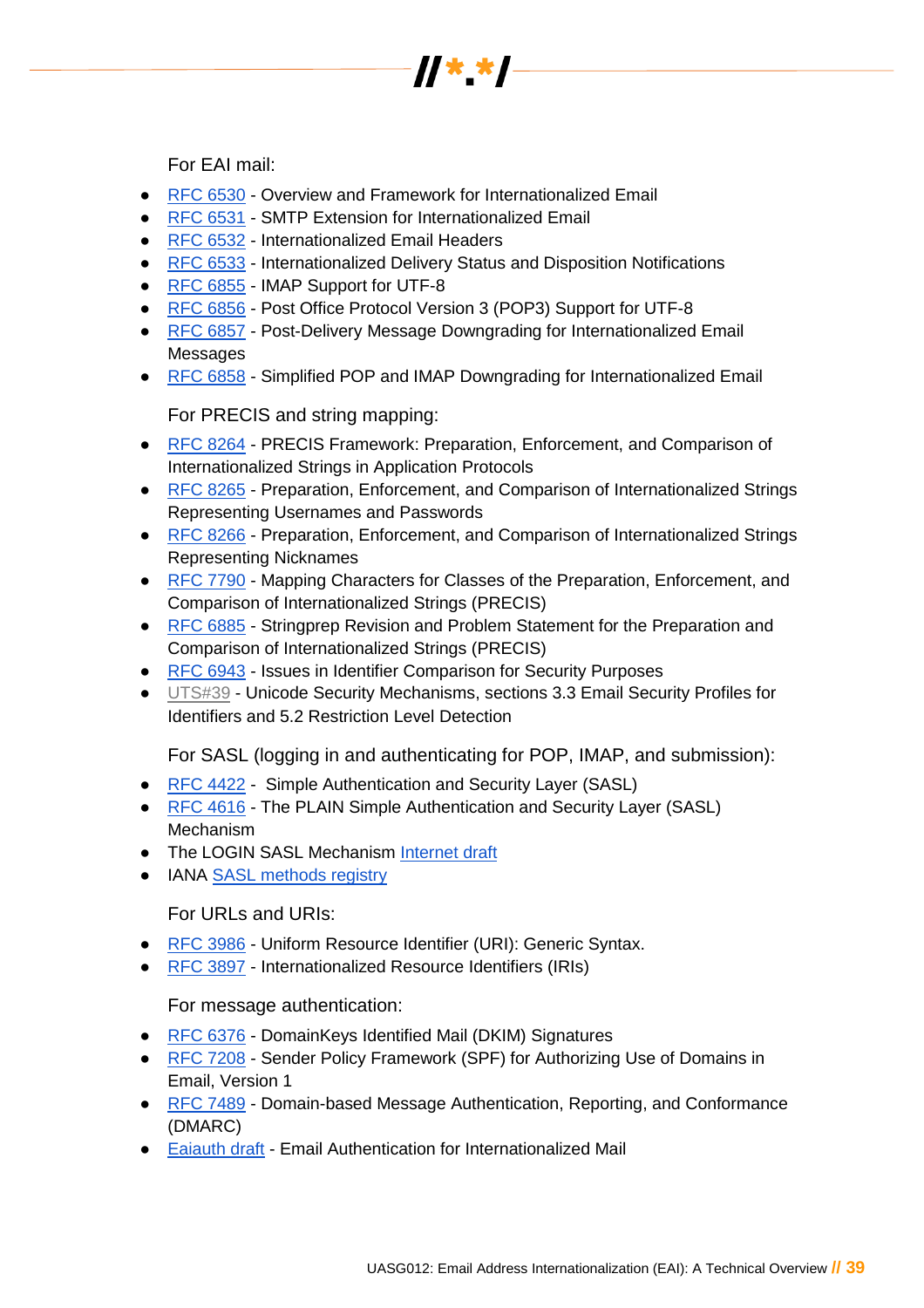For EAI mail:

- RFC 6530 - Overview and Framework for Internationalized Email
- RFC 6531 - SMTP Extension for Internationalized Email
- RFC 6532 - Internationalized Email Headers
- RFC 6533 - Internationalized Delivery Status and Disposition Notifications
- RFC 6855 - IMAP Support for UTF-8
- RFC 6856 - Post Office Protocol Version 3 (POP3) Support for UTF-8
- RFC 6857 - Post-Delivery Message Downgrading for Internationalized Email Messages
- RFC 6858 - Simplified POP and IMAP Downgrading for Internationalized Email

For PRECIS and string mapping:

- RFC 8264 - PRECIS Framework: Preparation, Enforcement, and Comparison of Internationalized Strings in Application Protocols
- RFC 8265 - Preparation, Enforcement, and Comparison of Internationalized Strings Representing Usernames and Passwords
- RFC 8266 - Preparation, Enforcement, and Comparison of Internationalized Strings Representing Nicknames
- RFC 7790 - Mapping Characters for Classes of the Preparation, Enforcement, and Comparison of Internationalized Strings (PRECIS)
- RFC 6885 - Stringprep Revision and Problem Statement for the Preparation and Comparison of Internationalized Strings (PRECIS)
- RFC 6943 - Issues in Identifier Comparison for Security Purposes
- UTS#39 - Unicode Security Mechanisms, sections 3.3 Email Security Profiles for Identifiers and 5.2 Restriction Level Detection

For SASL (logging in and authenticating for POP, IMAP, and submission):

- RFC 4422 - Simple Authentication and Security Layer (SASL)
- RFC 4616 - The PLAIN Simple Authentication and Security Layer (SASL) Mechanism
- The LOGIN SASL Mechanism Internet draft
- IANA SASL methods registry

For URLs and URIs:

- RFC 3986 - Uniform Resource Identifier (URI): Generic Syntax.
- RFC 3897 - Internationalized Resource Identifiers (IRIs)

For message authentication:

- RFC 6376 - DomainKeys Identified Mail (DKIM) Signatures
- RFC 7208 - Sender Policy Framework (SPF) for Authorizing Use of Domains in Email, Version 1
- RFC 7489 - Domain-based Message Authentication, Reporting, and Conformance (DMARC)
- Eaiauth draft - Email Authentication for Internationalized Mail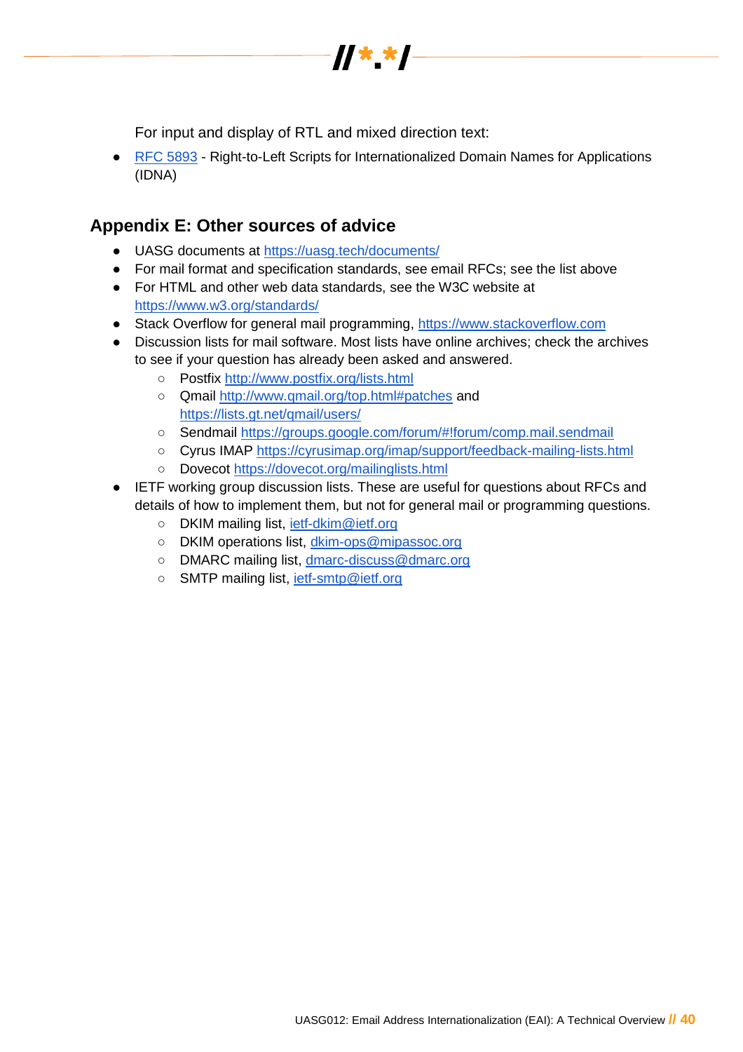For input and display of RTL and mixed direction text:

- [RFC 5893](https://tools.ietf.org/html/rfc5893) - Right-to-Left Scripts for Internationalized Domain Names for Applications (IDNA)

## Appendix E: Other sources of advice

- UASG documents at https://uasg.tech/documents/
- For mail format and specification standards, see email RFCs; see the list above
- For HTML and other web data standards, see the W3C website at https://www.w3.org/standards/
- Stack Overflow for general mail programming, https://www.stackoverflow.com
- Discussion lists for mail software. Most lists have online archives; check the archives to see if your question has already been asked and answered.
    - Postfix http://www.postfix.org/lists.html
    - Qmail http://www.qmail.org/top.html#patches and https://lists.gt.net/qmail/users/
    - Sendmail https://groups.google.com/forum/#!forum/comp.mail.sendmail
    - Cyrus IMAP https://cyrusimap.org/imap/support/feedback-mailing-lists.html
    - Dovecot https://dovecot.org/mailinglists.html
- IETF working group discussion lists. These are useful for questions about RFCs and details of how to implement them, but not for general mail or programming questions.
    - DKIM mailing list, ietf-dkim@ietf.org
    - DKIM operations list, dkim-ops@mipassoc.org
    - DMARC mailing list, dmarc-discuss@dmarc.org
    - SMTP mailing list, ietf-smtp@ietf.org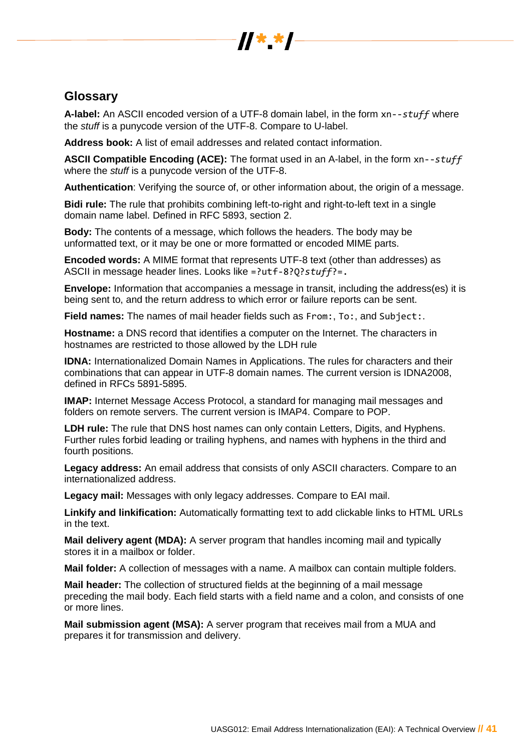## Glossary

**A-label:** An ASCII encoded version of a UTF-8 domain label, in the form `xn--`*`stuff`* where the *stuff* is a punycode version of the UTF-8. Compare to U-label.

**Address book:** A list of email addresses and related contact information.

**ASCII Compatible Encoding (ACE):** The format used in an A-label, in the form `xn--`*`stuff`* where the *stuff* is a punycode version of the UTF-8.

**Authentication**: Verifying the source of, or other information about, the origin of a message.

**Bidi rule:** The rule that prohibits combining left-to-right and right-to-left text in a single domain name label. Defined in RFC 5893, section 2.

**Body:** The contents of a message, which follows the headers. The body may be unformatted text, or it may be one or more formatted or encoded MIME parts.

**Encoded words:** A MIME format that represents UTF-8 text (other than addresses) as ASCII in message header lines. Looks like `=?utf-8?Q?`*`stuff`*`?=`.

**Envelope:** Information that accompanies a message in transit, including the address(es) it is being sent to, and the return address to which error or failure reports can be sent.

**Field names:** The names of mail header fields such as `From:`, `To:`, and `Subject:`.

**Hostname:** a DNS record that identifies a computer on the Internet. The characters in hostnames are restricted to those allowed by the LDH rule

**IDNA:** Internationalized Domain Names in Applications. The rules for characters and their combinations that can appear in UTF-8 domain names. The current version is IDNA2008, defined in RFCs 5891-5895.

**IMAP:** Internet Message Access Protocol, a standard for managing mail messages and folders on remote servers. The current version is IMAP4. Compare to POP.

**LDH rule:** The rule that DNS host names can only contain Letters, Digits, and Hyphens. Further rules forbid leading or trailing hyphens, and names with hyphens in the third and fourth positions.

**Legacy address:** An email address that consists of only ASCII characters. Compare to an internationalized address.

**Legacy mail:** Messages with only legacy addresses. Compare to EAI mail.

**Linkify and linkification:** Automatically formatting text to add clickable links to HTML URLs in the text.

**Mail delivery agent (MDA):** A server program that handles incoming mail and typically stores it in a mailbox or folder.

**Mail folder:** A collection of messages with a name. A mailbox can contain multiple folders.

**Mail header:** The collection of structured fields at the beginning of a mail message preceding the mail body. Each field starts with a field name and a colon, and consists of one or more lines.

**Mail submission agent (MSA):** A server program that receives mail from a MUA and prepares it for transmission and delivery.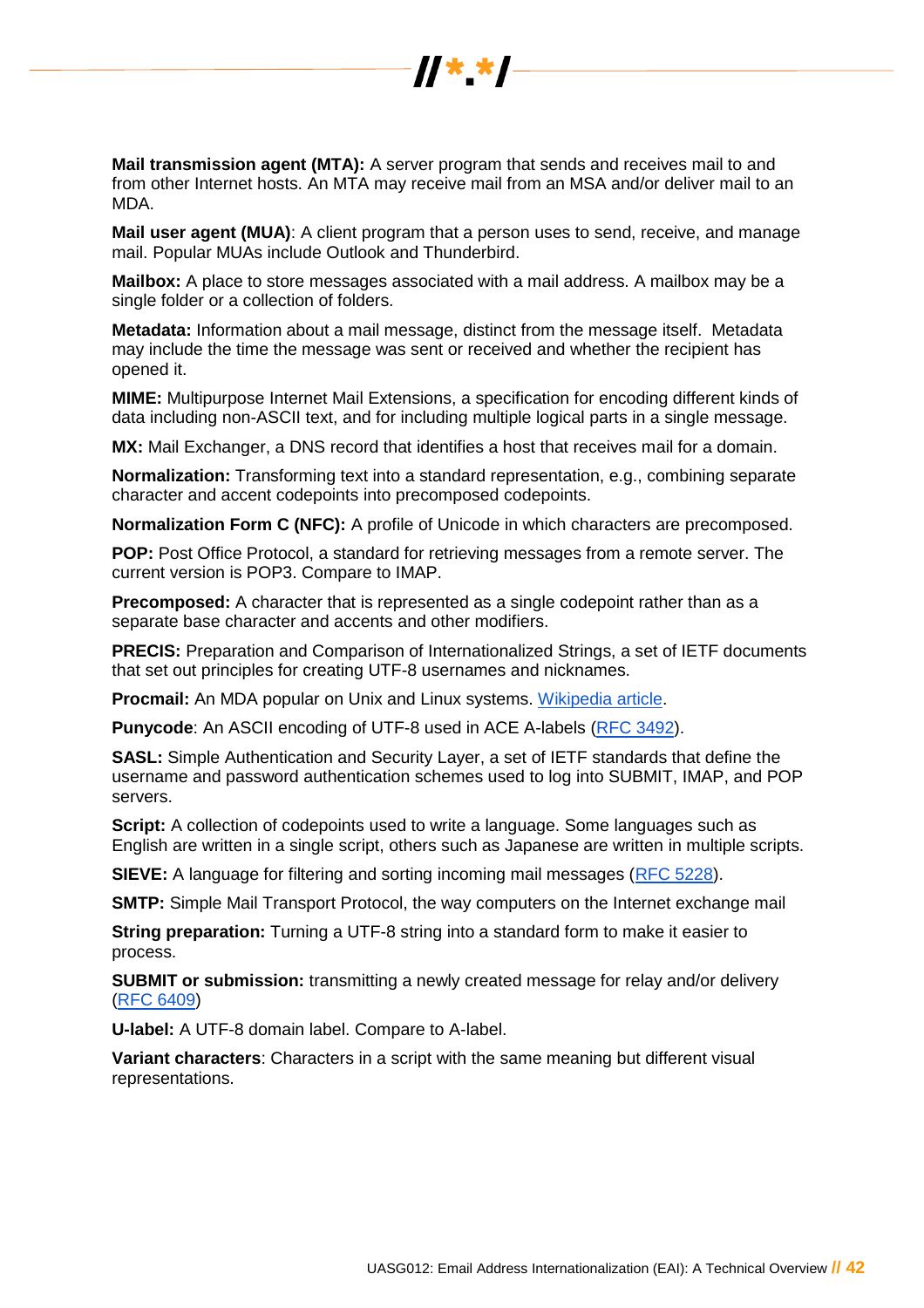**Mail transmission agent (MTA):** A server program that sends and receives mail to and from other Internet hosts. An MTA may receive mail from an MSA and/or deliver mail to an MDA.

**Mail user agent (MUA)**: A client program that a person uses to send, receive, and manage mail. Popular MUAs include Outlook and Thunderbird.

**Mailbox:** A place to store messages associated with a mail address. A mailbox may be a single folder or a collection of folders.

**Metadata:** Information about a mail message, distinct from the message itself. Metadata may include the time the message was sent or received and whether the recipient has opened it.

**MIME:** Multipurpose Internet Mail Extensions, a specification for encoding different kinds of data including non-ASCII text, and for including multiple logical parts in a single message.

**MX:** Mail Exchanger, a DNS record that identifies a host that receives mail for a domain.

**Normalization:** Transforming text into a standard representation, e.g., combining separate character and accent codepoints into precomposed codepoints.

**Normalization Form C (NFC):** A profile of Unicode in which characters are precomposed.

**POP:** Post Office Protocol, a standard for retrieving messages from a remote server. The current version is POP3. Compare to IMAP.

**Precomposed:** A character that is represented as a single codepoint rather than as a separate base character and accents and other modifiers.

**PRECIS:** Preparation and Comparison of Internationalized Strings, a set of IETF documents that set out principles for creating UTF-8 usernames and nicknames.

**Procmail:** An MDA popular on Unix and Linux systems. [Wikipedia article](#).

**Punycode**: An ASCII encoding of UTF-8 used in ACE A-labels ([RFC 3492](#)).

**SASL:** Simple Authentication and Security Layer, a set of IETF standards that define the username and password authentication schemes used to log into SUBMIT, IMAP, and POP servers.

**Script:** A collection of codepoints used to write a language. Some languages such as English are written in a single script, others such as Japanese are written in multiple scripts.

**SIEVE:** A language for filtering and sorting incoming mail messages ([RFC 5228](#)).

**SMTP:** Simple Mail Transport Protocol, the way computers on the Internet exchange mail

**String preparation:** Turning a UTF-8 string into a standard form to make it easier to process.

**SUBMIT or submission:** transmitting a newly created message for relay and/or delivery ([RFC 6409](#))

**U-label:** A UTF-8 domain label. Compare to A-label.

**Variant characters**: Characters in a script with the same meaning but different visual representations.